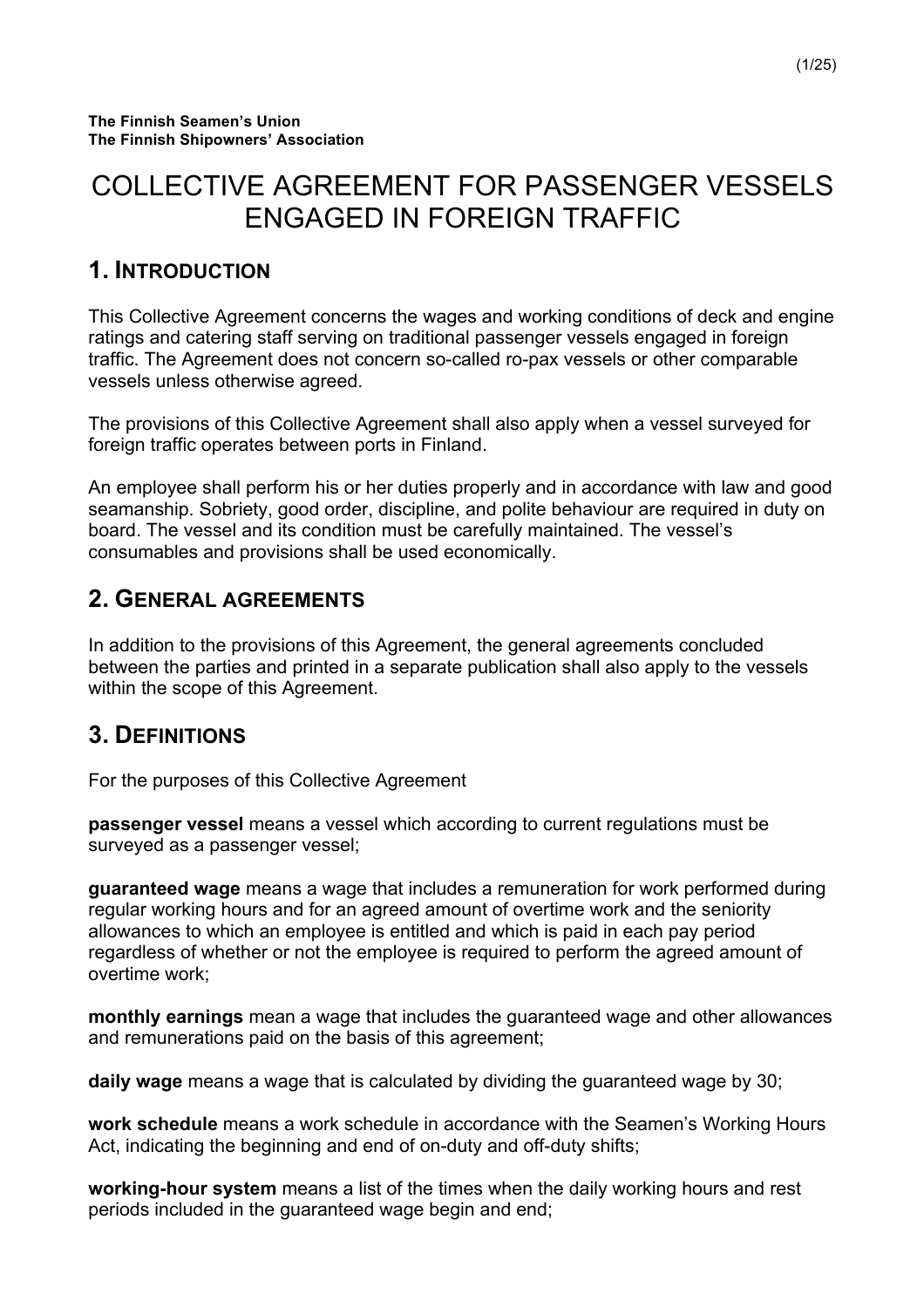**The Finnish Seamen's Union**
**The Finnish Shipowners' Association**

# COLLECTIVE AGREEMENT FOR PASSENGER VESSELS ENGAGED IN FOREIGN TRAFFIC

## 1. Introduction

This Collective Agreement concerns the wages and working conditions of deck and engine ratings and catering staff serving on traditional passenger vessels engaged in foreign traffic. The Agreement does not concern so-called ro-pax vessels or other comparable vessels unless otherwise agreed.

The provisions of this Collective Agreement shall also apply when a vessel surveyed for foreign traffic operates between ports in Finland.

An employee shall perform his or her duties properly and in accordance with law and good seamanship. Sobriety, good order, discipline, and polite behaviour are required in duty on board. The vessel and its condition must be carefully maintained. The vessel's consumables and provisions shall be used economically.

## 2. General agreements

In addition to the provisions of this Agreement, the general agreements concluded between the parties and printed in a separate publication shall also apply to the vessels within the scope of this Agreement.

## 3. Definitions

For the purposes of this Collective Agreement

**passenger vessel** means a vessel which according to current regulations must be surveyed as a passenger vessel;

**guaranteed wage** means a wage that includes a remuneration for work performed during regular working hours and for an agreed amount of overtime work and the seniority allowances to which an employee is entitled and which is paid in each pay period regardless of whether or not the employee is required to perform the agreed amount of overtime work;

**monthly earnings** mean a wage that includes the guaranteed wage and other allowances and remunerations paid on the basis of this agreement;

**daily wage** means a wage that is calculated by dividing the guaranteed wage by 30;

**work schedule** means a work schedule in accordance with the Seamen's Working Hours Act, indicating the beginning and end of on-duty and off-duty shifts;

**working-hour system** means a list of the times when the daily working hours and rest periods included in the guaranteed wage begin and end;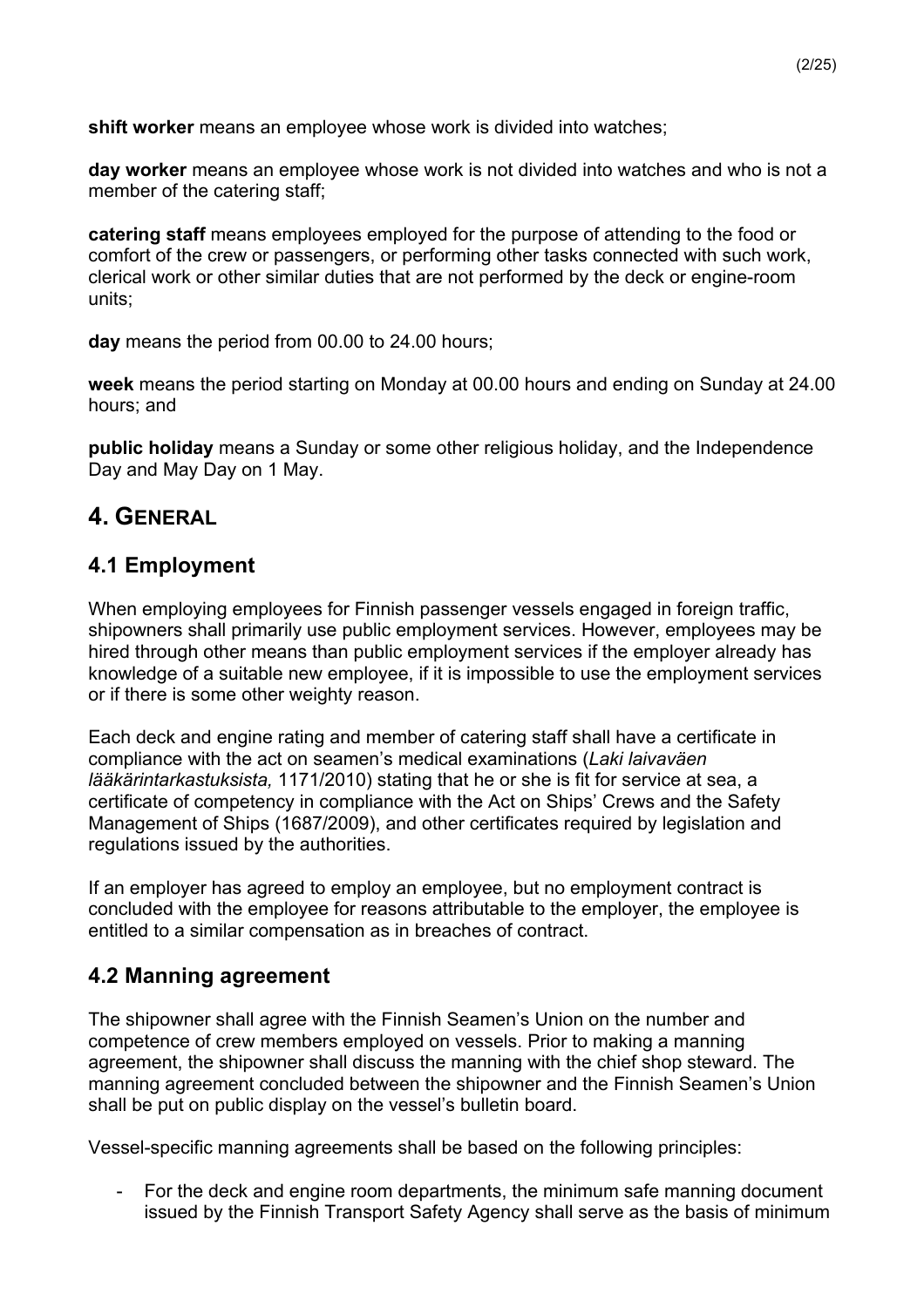**shift worker** means an employee whose work is divided into watches;

**day worker** means an employee whose work is not divided into watches and who is not a member of the catering staff;

**catering staff** means employees employed for the purpose of attending to the food or comfort of the crew or passengers, or performing other tasks connected with such work, clerical work or other similar duties that are not performed by the deck or engine-room units;

**day** means the period from 00.00 to 24.00 hours;

**week** means the period starting on Monday at 00.00 hours and ending on Sunday at 24.00 hours; and

**public holiday** means a Sunday or some other religious holiday, and the Independence Day and May Day on 1 May.

# 4. General

## 4.1 Employment

When employing employees for Finnish passenger vessels engaged in foreign traffic, shipowners shall primarily use public employment services. However, employees may be hired through other means than public employment services if the employer already has knowledge of a suitable new employee, if it is impossible to use the employment services or if there is some other weighty reason.

Each deck and engine rating and member of catering staff shall have a certificate in compliance with the act on seamen's medical examinations (*Laki laivaväen lääkärintarkastuksista,* 1171/2010) stating that he or she is fit for service at sea, a certificate of competency in compliance with the Act on Ships' Crews and the Safety Management of Ships (1687/2009), and other certificates required by legislation and regulations issued by the authorities.

If an employer has agreed to employ an employee, but no employment contract is concluded with the employee for reasons attributable to the employer, the employee is entitled to a similar compensation as in breaches of contract.

## 4.2 Manning agreement

The shipowner shall agree with the Finnish Seamen's Union on the number and competence of crew members employed on vessels. Prior to making a manning agreement, the shipowner shall discuss the manning with the chief shop steward. The manning agreement concluded between the shipowner and the Finnish Seamen's Union shall be put on public display on the vessel's bulletin board.

Vessel-specific manning agreements shall be based on the following principles:

- For the deck and engine room departments, the minimum safe manning document issued by the Finnish Transport Safety Agency shall serve as the basis of minimum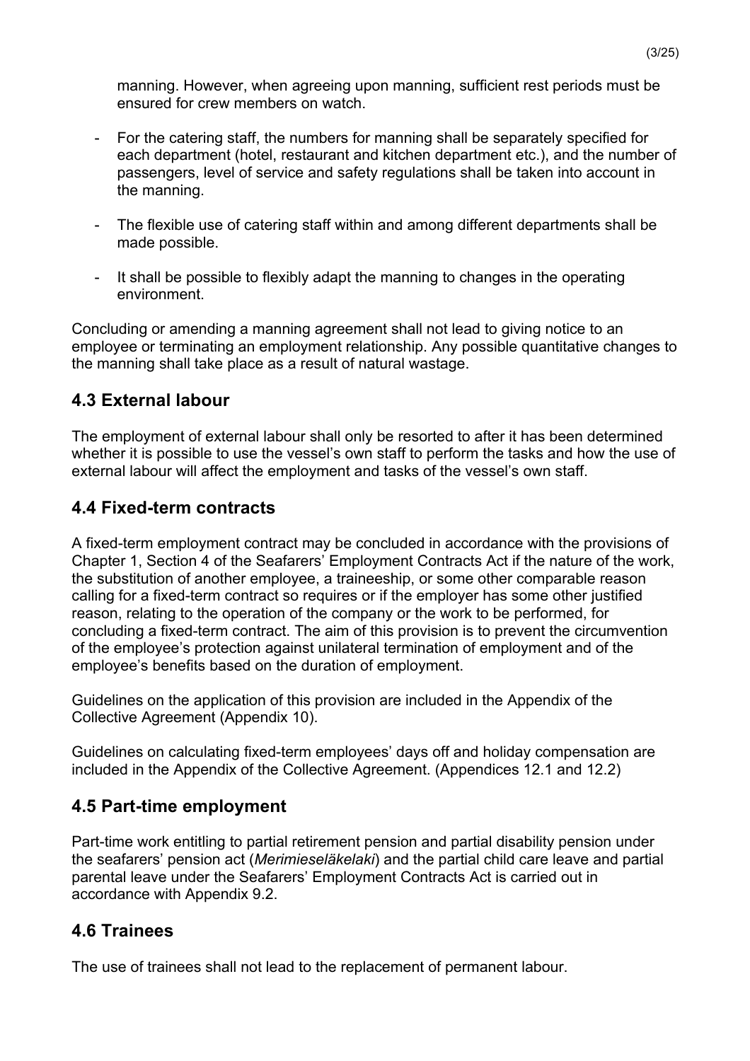manning. However, when agreeing upon manning, sufficient rest periods must be ensured for crew members on watch.

- For the catering staff, the numbers for manning shall be separately specified for each department (hotel, restaurant and kitchen department etc.), and the number of passengers, level of service and safety regulations shall be taken into account in the manning.

- The flexible use of catering staff within and among different departments shall be made possible.

- It shall be possible to flexibly adapt the manning to changes in the operating environment.

Concluding or amending a manning agreement shall not lead to giving notice to an employee or terminating an employment relationship. Any possible quantitative changes to the manning shall take place as a result of natural wastage.

## 4.3 External labour

The employment of external labour shall only be resorted to after it has been determined whether it is possible to use the vessel's own staff to perform the tasks and how the use of external labour will affect the employment and tasks of the vessel's own staff.

## 4.4 Fixed-term contracts

A fixed-term employment contract may be concluded in accordance with the provisions of Chapter 1, Section 4 of the Seafarers' Employment Contracts Act if the nature of the work, the substitution of another employee, a traineeship, or some other comparable reason calling for a fixed-term contract so requires or if the employer has some other justified reason, relating to the operation of the company or the work to be performed, for concluding a fixed-term contract. The aim of this provision is to prevent the circumvention of the employee's protection against unilateral termination of employment and of the employee's benefits based on the duration of employment.

Guidelines on the application of this provision are included in the Appendix of the Collective Agreement (Appendix 10).

Guidelines on calculating fixed-term employees' days off and holiday compensation are included in the Appendix of the Collective Agreement. (Appendices 12.1 and 12.2)

## 4.5 Part-time employment

Part-time work entitling to partial retirement pension and partial disability pension under the seafarers' pension act (*Merimieseläkelaki*) and the partial child care leave and partial parental leave under the Seafarers' Employment Contracts Act is carried out in accordance with Appendix 9.2.

## 4.6 Trainees

The use of trainees shall not lead to the replacement of permanent labour.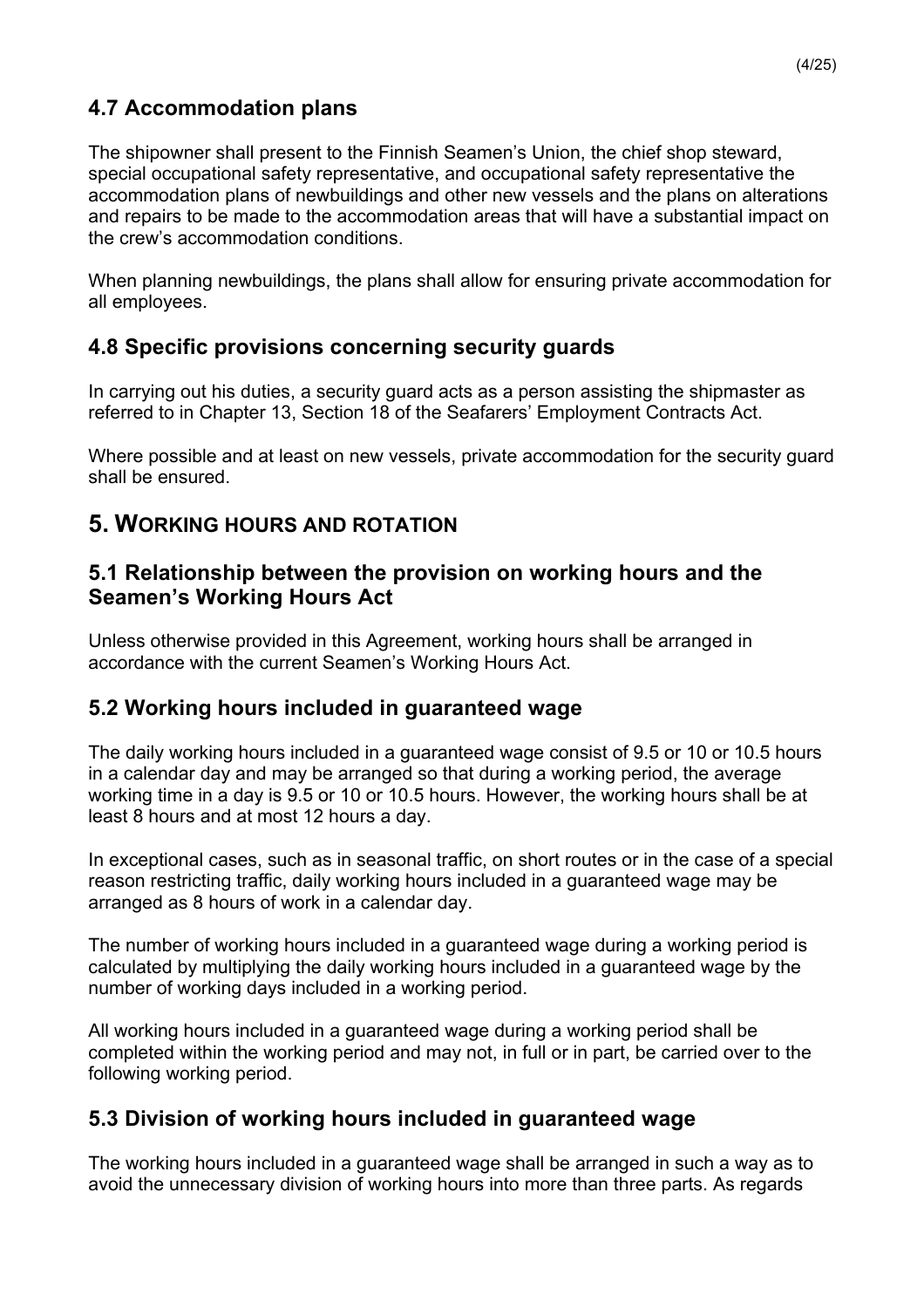## 4.7 Accommodation plans

The shipowner shall present to the Finnish Seamen's Union, the chief shop steward, special occupational safety representative, and occupational safety representative the accommodation plans of newbuildings and other new vessels and the plans on alterations and repairs to be made to the accommodation areas that will have a substantial impact on the crew's accommodation conditions.

When planning newbuildings, the plans shall allow for ensuring private accommodation for all employees.

## 4.8 Specific provisions concerning security guards

In carrying out his duties, a security guard acts as a person assisting the shipmaster as referred to in Chapter 13, Section 18 of the Seafarers' Employment Contracts Act.

Where possible and at least on new vessels, private accommodation for the security guard shall be ensured.

# 5. WORKING HOURS AND ROTATION

## 5.1 Relationship between the provision on working hours and the Seamen's Working Hours Act

Unless otherwise provided in this Agreement, working hours shall be arranged in accordance with the current Seamen's Working Hours Act.

## 5.2 Working hours included in guaranteed wage

The daily working hours included in a guaranteed wage consist of 9.5 or 10 or 10.5 hours in a calendar day and may be arranged so that during a working period, the average working time in a day is 9.5 or 10 or 10.5 hours. However, the working hours shall be at least 8 hours and at most 12 hours a day.

In exceptional cases, such as in seasonal traffic, on short routes or in the case of a special reason restricting traffic, daily working hours included in a guaranteed wage may be arranged as 8 hours of work in a calendar day.

The number of working hours included in a guaranteed wage during a working period is calculated by multiplying the daily working hours included in a guaranteed wage by the number of working days included in a working period.

All working hours included in a guaranteed wage during a working period shall be completed within the working period and may not, in full or in part, be carried over to the following working period.

## 5.3 Division of working hours included in guaranteed wage

The working hours included in a guaranteed wage shall be arranged in such a way as to avoid the unnecessary division of working hours into more than three parts. As regards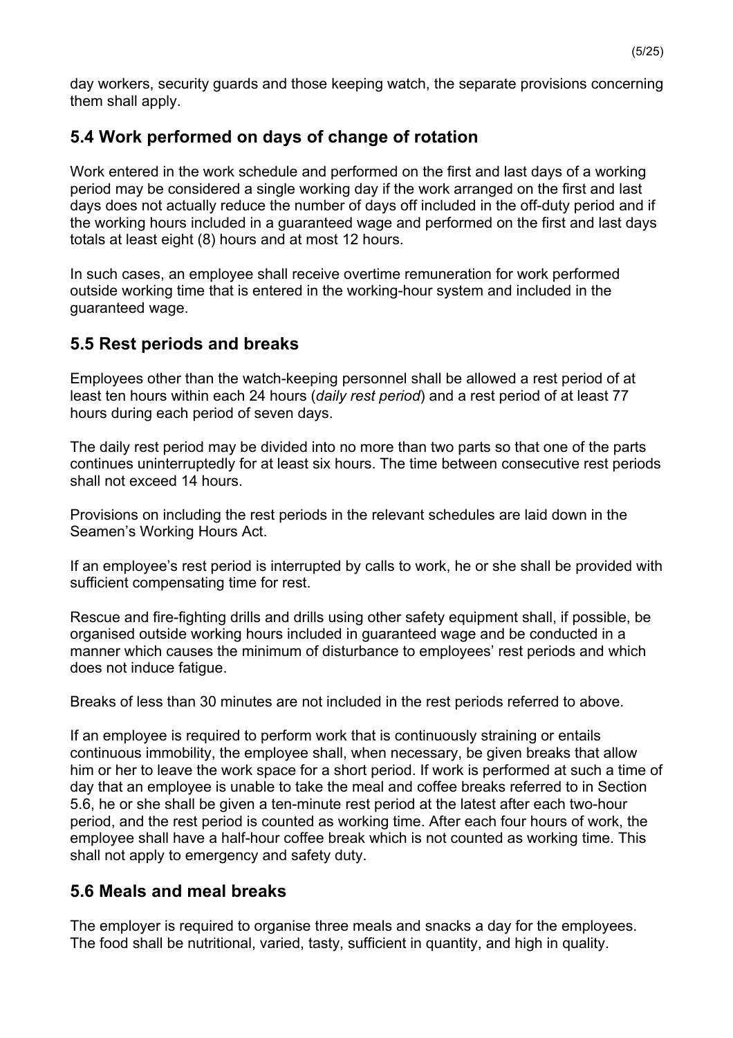day workers, security guards and those keeping watch, the separate provisions concerning them shall apply.

## 5.4 Work performed on days of change of rotation

Work entered in the work schedule and performed on the first and last days of a working period may be considered a single working day if the work arranged on the first and last days does not actually reduce the number of days off included in the off-duty period and if the working hours included in a guaranteed wage and performed on the first and last days totals at least eight (8) hours and at most 12 hours.

In such cases, an employee shall receive overtime remuneration for work performed outside working time that is entered in the working-hour system and included in the guaranteed wage.

## 5.5 Rest periods and breaks

Employees other than the watch-keeping personnel shall be allowed a rest period of at least ten hours within each 24 hours (*daily rest period*) and a rest period of at least 77 hours during each period of seven days.

The daily rest period may be divided into no more than two parts so that one of the parts continues uninterruptedly for at least six hours. The time between consecutive rest periods shall not exceed 14 hours.

Provisions on including the rest periods in the relevant schedules are laid down in the Seamen's Working Hours Act.

If an employee's rest period is interrupted by calls to work, he or she shall be provided with sufficient compensating time for rest.

Rescue and fire-fighting drills and drills using other safety equipment shall, if possible, be organised outside working hours included in guaranteed wage and be conducted in a manner which causes the minimum of disturbance to employees' rest periods and which does not induce fatigue.

Breaks of less than 30 minutes are not included in the rest periods referred to above.

If an employee is required to perform work that is continuously straining or entails continuous immobility, the employee shall, when necessary, be given breaks that allow him or her to leave the work space for a short period. If work is performed at such a time of day that an employee is unable to take the meal and coffee breaks referred to in Section 5.6, he or she shall be given a ten-minute rest period at the latest after each two-hour period, and the rest period is counted as working time. After each four hours of work, the employee shall have a half-hour coffee break which is not counted as working time. This shall not apply to emergency and safety duty.

## 5.6 Meals and meal breaks

The employer is required to organise three meals and snacks a day for the employees. The food shall be nutritional, varied, tasty, sufficient in quantity, and high in quality.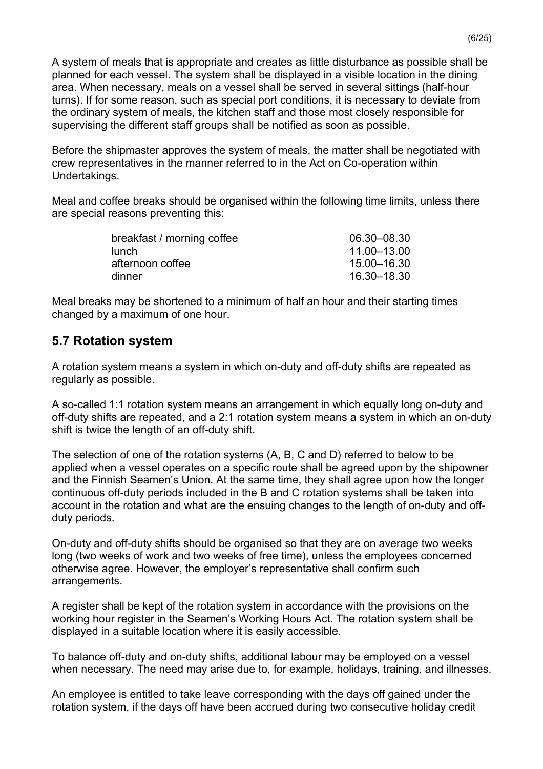A system of meals that is appropriate and creates as little disturbance as possible shall be planned for each vessel. The system shall be displayed in a visible location in the dining area. When necessary, meals on a vessel shall be served in several sittings (half-hour turns). If for some reason, such as special port conditions, it is necessary to deviate from the ordinary system of meals, the kitchen staff and those most closely responsible for supervising the different staff groups shall be notified as soon as possible.

Before the shipmaster approves the system of meals, the matter shall be negotiated with crew representatives in the manner referred to in the Act on Co-operation within Undertakings.

Meal and coffee breaks should be organised within the following time limits, unless there are special reasons preventing this:

| | |
|---|---|
| breakfast / morning coffee | 06.30–08.30 |
| lunch | 11.00–13.00 |
| afternoon coffee | 15.00–16.30 |
| dinner | 16.30–18.30 |

Meal breaks may be shortened to a minimum of half an hour and their starting times changed by a maximum of one hour.

## 5.7 Rotation system

A rotation system means a system in which on-duty and off-duty shifts are repeated as regularly as possible.

A so-called 1:1 rotation system means an arrangement in which equally long on-duty and off-duty shifts are repeated, and a 2:1 rotation system means a system in which an on-duty shift is twice the length of an off-duty shift.

The selection of one of the rotation systems (A, B, C and D) referred to below to be applied when a vessel operates on a specific route shall be agreed upon by the shipowner and the Finnish Seamen's Union. At the same time, they shall agree upon how the longer continuous off-duty periods included in the B and C rotation systems shall be taken into account in the rotation and what are the ensuing changes to the length of on-duty and off-duty periods.

On-duty and off-duty shifts should be organised so that they are on average two weeks long (two weeks of work and two weeks of free time), unless the employees concerned otherwise agree. However, the employer's representative shall confirm such arrangements.

A register shall be kept of the rotation system in accordance with the provisions on the working hour register in the Seamen's Working Hours Act. The rotation system shall be displayed in a suitable location where it is easily accessible.

To balance off-duty and on-duty shifts, additional labour may be employed on a vessel when necessary. The need may arise due to, for example, holidays, training, and illnesses.

An employee is entitled to take leave corresponding with the days off gained under the rotation system, if the days off have been accrued during two consecutive holiday credit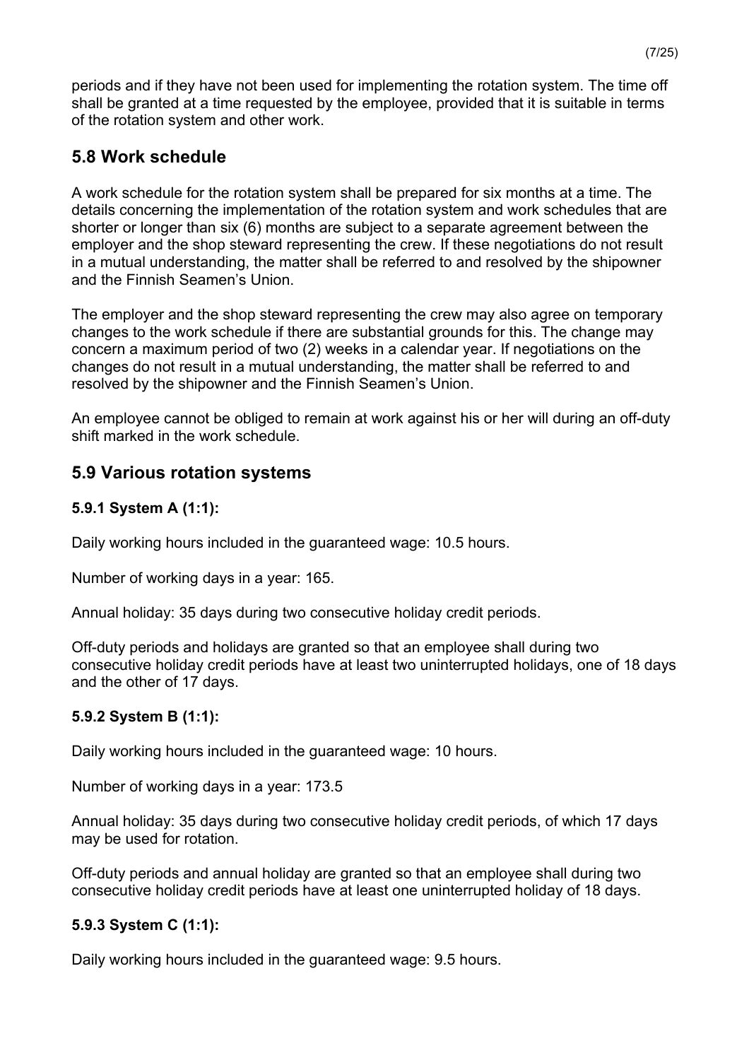periods and if they have not been used for implementing the rotation system. The time off shall be granted at a time requested by the employee, provided that it is suitable in terms of the rotation system and other work.

## 5.8 Work schedule

A work schedule for the rotation system shall be prepared for six months at a time. The details concerning the implementation of the rotation system and work schedules that are shorter or longer than six (6) months are subject to a separate agreement between the employer and the shop steward representing the crew. If these negotiations do not result in a mutual understanding, the matter shall be referred to and resolved by the shipowner and the Finnish Seamen's Union.

The employer and the shop steward representing the crew may also agree on temporary changes to the work schedule if there are substantial grounds for this. The change may concern a maximum period of two (2) weeks in a calendar year. If negotiations on the changes do not result in a mutual understanding, the matter shall be referred to and resolved by the shipowner and the Finnish Seamen's Union.

An employee cannot be obliged to remain at work against his or her will during an off-duty shift marked in the work schedule.

## 5.9 Various rotation systems

### 5.9.1 System A (1:1):

Daily working hours included in the guaranteed wage: 10.5 hours.

Number of working days in a year: 165.

Annual holiday: 35 days during two consecutive holiday credit periods.

Off-duty periods and holidays are granted so that an employee shall during two consecutive holiday credit periods have at least two uninterrupted holidays, one of 18 days and the other of 17 days.

### 5.9.2 System B (1:1):

Daily working hours included in the guaranteed wage: 10 hours.

Number of working days in a year: 173.5

Annual holiday: 35 days during two consecutive holiday credit periods, of which 17 days may be used for rotation.

Off-duty periods and annual holiday are granted so that an employee shall during two consecutive holiday credit periods have at least one uninterrupted holiday of 18 days.

### 5.9.3 System C (1:1):

Daily working hours included in the guaranteed wage: 9.5 hours.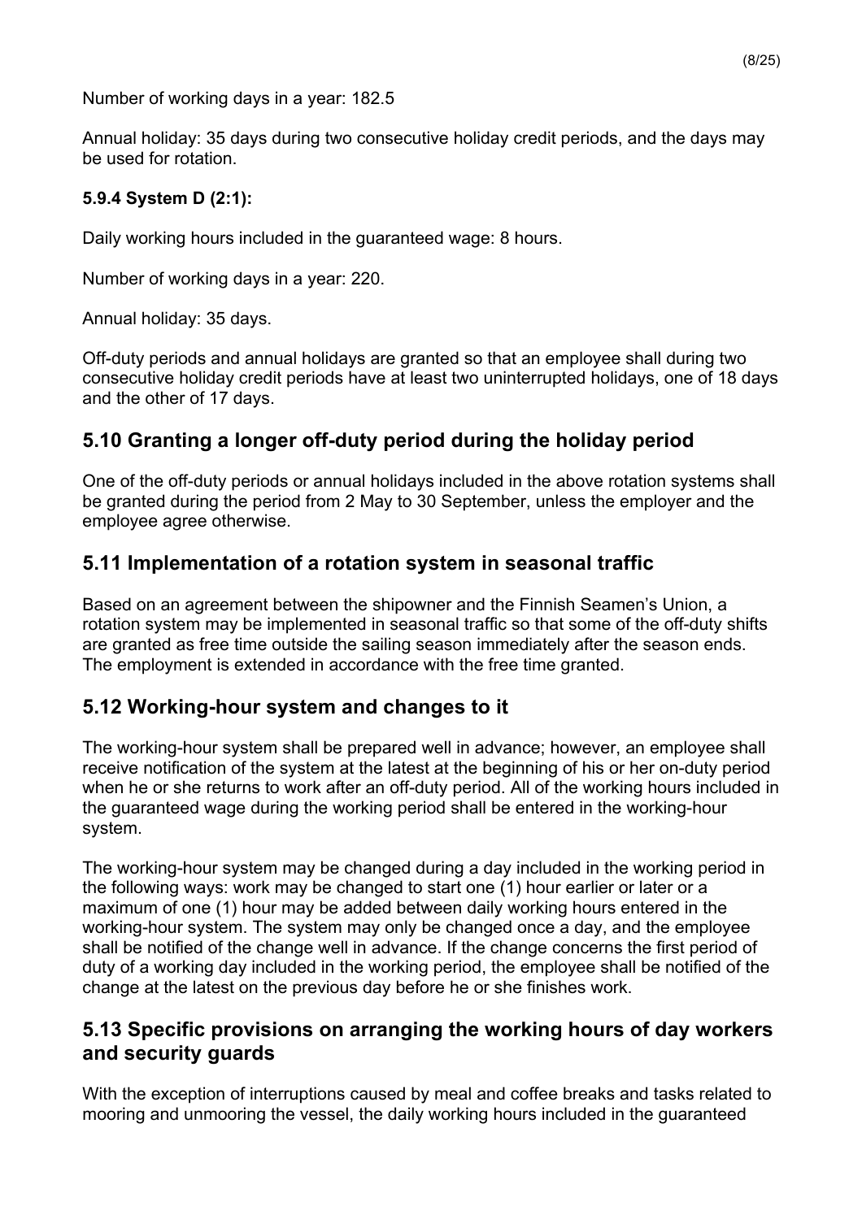Number of working days in a year: 182.5

Annual holiday: 35 days during two consecutive holiday credit periods, and the days may be used for rotation.

**5.9.4 System D (2:1):**

Daily working hours included in the guaranteed wage: 8 hours.

Number of working days in a year: 220.

Annual holiday: 35 days.

Off-duty periods and annual holidays are granted so that an employee shall during two consecutive holiday credit periods have at least two uninterrupted holidays, one of 18 days and the other of 17 days.

## 5.10 Granting a longer off-duty period during the holiday period

One of the off-duty periods or annual holidays included in the above rotation systems shall be granted during the period from 2 May to 30 September, unless the employer and the employee agree otherwise.

## 5.11 Implementation of a rotation system in seasonal traffic

Based on an agreement between the shipowner and the Finnish Seamen's Union, a rotation system may be implemented in seasonal traffic so that some of the off-duty shifts are granted as free time outside the sailing season immediately after the season ends. The employment is extended in accordance with the free time granted.

## 5.12 Working-hour system and changes to it

The working-hour system shall be prepared well in advance; however, an employee shall receive notification of the system at the latest at the beginning of his or her on-duty period when he or she returns to work after an off-duty period. All of the working hours included in the guaranteed wage during the working period shall be entered in the working-hour system.

The working-hour system may be changed during a day included in the working period in the following ways: work may be changed to start one (1) hour earlier or later or a maximum of one (1) hour may be added between daily working hours entered in the working-hour system. The system may only be changed once a day, and the employee shall be notified of the change well in advance. If the change concerns the first period of duty of a working day included in the working period, the employee shall be notified of the change at the latest on the previous day before he or she finishes work.

## 5.13 Specific provisions on arranging the working hours of day workers and security guards

With the exception of interruptions caused by meal and coffee breaks and tasks related to mooring and unmooring the vessel, the daily working hours included in the guaranteed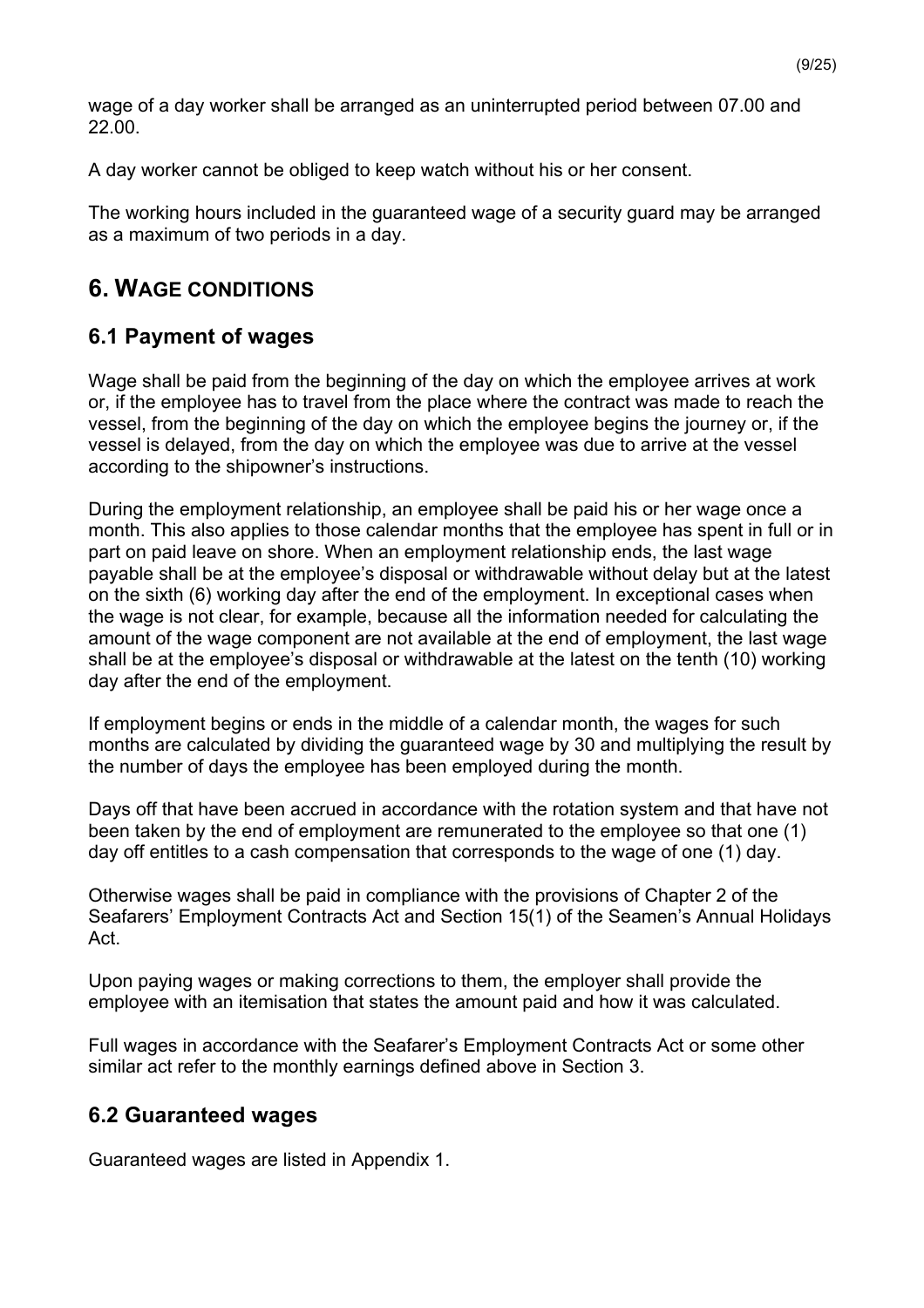wage of a day worker shall be arranged as an uninterrupted period between 07.00 and 22.00.

A day worker cannot be obliged to keep watch without his or her consent.

The working hours included in the guaranteed wage of a security guard may be arranged as a maximum of two periods in a day.

# 6. Wage conditions

## 6.1 Payment of wages

Wage shall be paid from the beginning of the day on which the employee arrives at work or, if the employee has to travel from the place where the contract was made to reach the vessel, from the beginning of the day on which the employee begins the journey or, if the vessel is delayed, from the day on which the employee was due to arrive at the vessel according to the shipowner's instructions.

During the employment relationship, an employee shall be paid his or her wage once a month. This also applies to those calendar months that the employee has spent in full or in part on paid leave on shore. When an employment relationship ends, the last wage payable shall be at the employee's disposal or withdrawable without delay but at the latest on the sixth (6) working day after the end of the employment. In exceptional cases when the wage is not clear, for example, because all the information needed for calculating the amount of the wage component are not available at the end of employment, the last wage shall be at the employee's disposal or withdrawable at the latest on the tenth (10) working day after the end of the employment.

If employment begins or ends in the middle of a calendar month, the wages for such months are calculated by dividing the guaranteed wage by 30 and multiplying the result by the number of days the employee has been employed during the month.

Days off that have been accrued in accordance with the rotation system and that have not been taken by the end of employment are remunerated to the employee so that one (1) day off entitles to a cash compensation that corresponds to the wage of one (1) day.

Otherwise wages shall be paid in compliance with the provisions of Chapter 2 of the Seafarers' Employment Contracts Act and Section 15(1) of the Seamen's Annual Holidays Act.

Upon paying wages or making corrections to them, the employer shall provide the employee with an itemisation that states the amount paid and how it was calculated.

Full wages in accordance with the Seafarer's Employment Contracts Act or some other similar act refer to the monthly earnings defined above in Section 3.

## 6.2 Guaranteed wages

Guaranteed wages are listed in Appendix 1.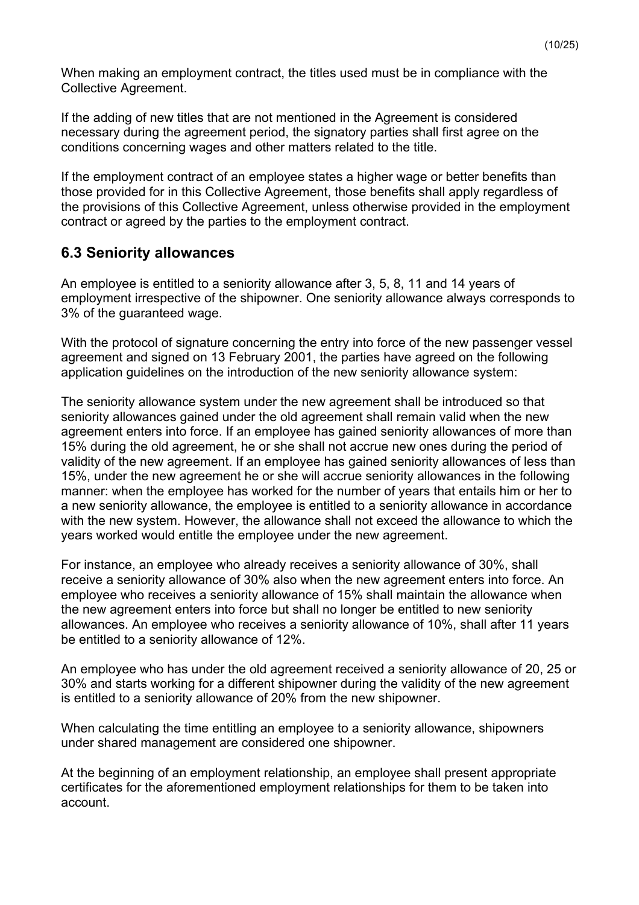When making an employment contract, the titles used must be in compliance with the Collective Agreement.

If the adding of new titles that are not mentioned in the Agreement is considered necessary during the agreement period, the signatory parties shall first agree on the conditions concerning wages and other matters related to the title.

If the employment contract of an employee states a higher wage or better benefits than those provided for in this Collective Agreement, those benefits shall apply regardless of the provisions of this Collective Agreement, unless otherwise provided in the employment contract or agreed by the parties to the employment contract.

## 6.3 Seniority allowances

An employee is entitled to a seniority allowance after 3, 5, 8, 11 and 14 years of employment irrespective of the shipowner. One seniority allowance always corresponds to 3% of the guaranteed wage.

With the protocol of signature concerning the entry into force of the new passenger vessel agreement and signed on 13 February 2001, the parties have agreed on the following application guidelines on the introduction of the new seniority allowance system:

The seniority allowance system under the new agreement shall be introduced so that seniority allowances gained under the old agreement shall remain valid when the new agreement enters into force. If an employee has gained seniority allowances of more than 15% during the old agreement, he or she shall not accrue new ones during the period of validity of the new agreement. If an employee has gained seniority allowances of less than 15%, under the new agreement he or she will accrue seniority allowances in the following manner: when the employee has worked for the number of years that entails him or her to a new seniority allowance, the employee is entitled to a seniority allowance in accordance with the new system. However, the allowance shall not exceed the allowance to which the years worked would entitle the employee under the new agreement.

For instance, an employee who already receives a seniority allowance of 30%, shall receive a seniority allowance of 30% also when the new agreement enters into force. An employee who receives a seniority allowance of 15% shall maintain the allowance when the new agreement enters into force but shall no longer be entitled to new seniority allowances. An employee who receives a seniority allowance of 10%, shall after 11 years be entitled to a seniority allowance of 12%.

An employee who has under the old agreement received a seniority allowance of 20, 25 or 30% and starts working for a different shipowner during the validity of the new agreement is entitled to a seniority allowance of 20% from the new shipowner.

When calculating the time entitling an employee to a seniority allowance, shipowners under shared management are considered one shipowner.

At the beginning of an employment relationship, an employee shall present appropriate certificates for the aforementioned employment relationships for them to be taken into account.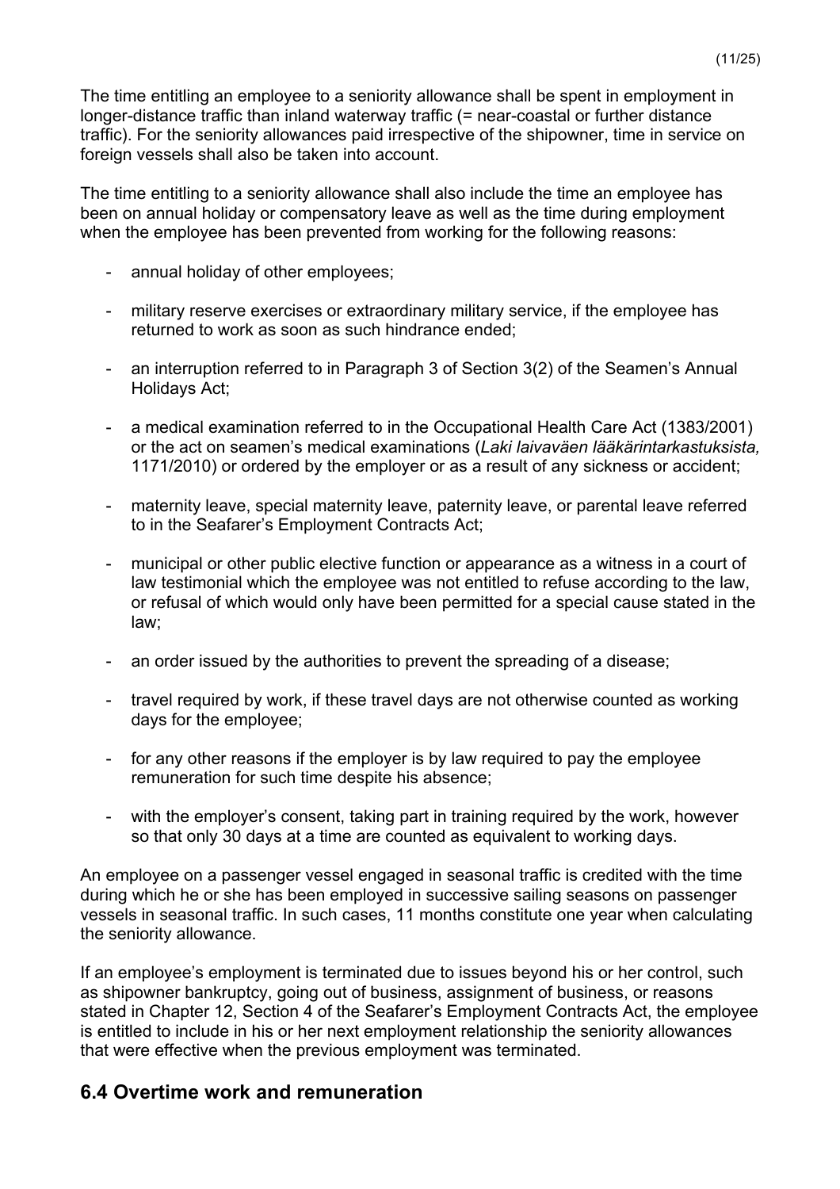The time entitling an employee to a seniority allowance shall be spent in employment in longer-distance traffic than inland waterway traffic (= near-coastal or further distance traffic). For the seniority allowances paid irrespective of the shipowner, time in service on foreign vessels shall also be taken into account.

The time entitling to a seniority allowance shall also include the time an employee has been on annual holiday or compensatory leave as well as the time during employment when the employee has been prevented from working for the following reasons:

- annual holiday of other employees;
- military reserve exercises or extraordinary military service, if the employee has returned to work as soon as such hindrance ended;
- an interruption referred to in Paragraph 3 of Section 3(2) of the Seamen's Annual Holidays Act;
- a medical examination referred to in the Occupational Health Care Act (1383/2001) or the act on seamen's medical examinations (*Laki laivaväen lääkärintarkastuksista,* 1171/2010) or ordered by the employer or as a result of any sickness or accident;
- maternity leave, special maternity leave, paternity leave, or parental leave referred to in the Seafarer's Employment Contracts Act;
- municipal or other public elective function or appearance as a witness in a court of law testimonial which the employee was not entitled to refuse according to the law, or refusal of which would only have been permitted for a special cause stated in the law;
- an order issued by the authorities to prevent the spreading of a disease;
- travel required by work, if these travel days are not otherwise counted as working days for the employee;
- for any other reasons if the employer is by law required to pay the employee remuneration for such time despite his absence;
- with the employer's consent, taking part in training required by the work, however so that only 30 days at a time are counted as equivalent to working days.

An employee on a passenger vessel engaged in seasonal traffic is credited with the time during which he or she has been employed in successive sailing seasons on passenger vessels in seasonal traffic. In such cases, 11 months constitute one year when calculating the seniority allowance.

If an employee's employment is terminated due to issues beyond his or her control, such as shipowner bankruptcy, going out of business, assignment of business, or reasons stated in Chapter 12, Section 4 of the Seafarer's Employment Contracts Act, the employee is entitled to include in his or her next employment relationship the seniority allowances that were effective when the previous employment was terminated.

## 6.4 Overtime work and remuneration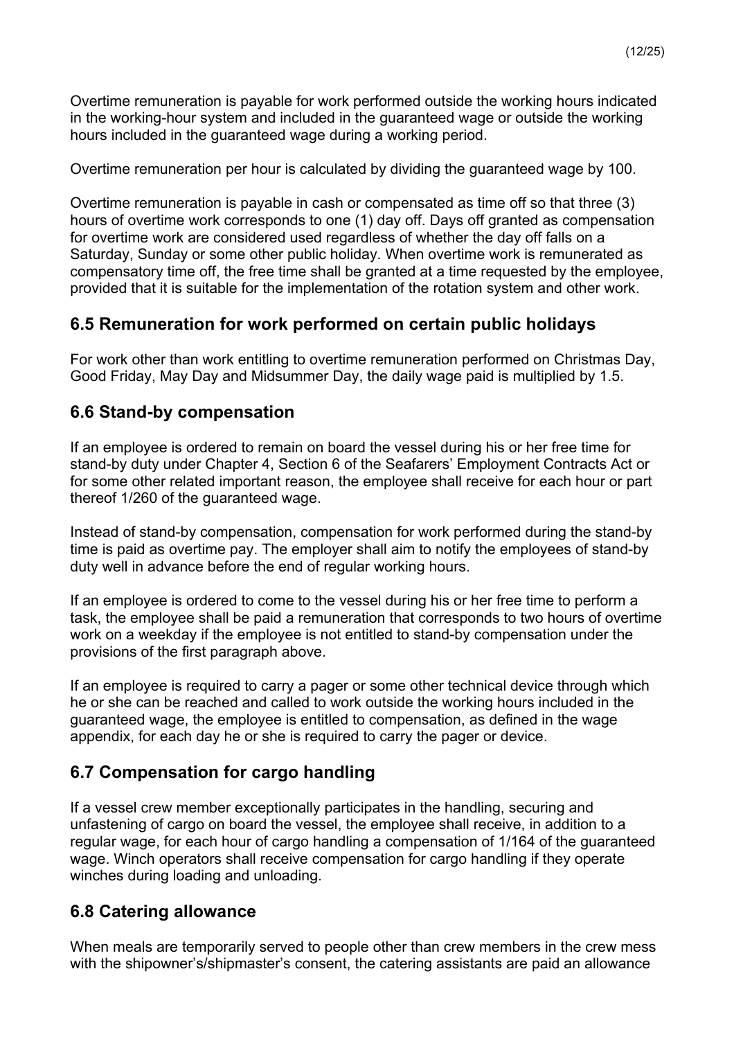Overtime remuneration is payable for work performed outside the working hours indicated in the working-hour system and included in the guaranteed wage or outside the working hours included in the guaranteed wage during a working period.

Overtime remuneration per hour is calculated by dividing the guaranteed wage by 100.

Overtime remuneration is payable in cash or compensated as time off so that three (3) hours of overtime work corresponds to one (1) day off. Days off granted as compensation for overtime work are considered used regardless of whether the day off falls on a Saturday, Sunday or some other public holiday. When overtime work is remunerated as compensatory time off, the free time shall be granted at a time requested by the employee, provided that it is suitable for the implementation of the rotation system and other work.

## 6.5 Remuneration for work performed on certain public holidays

For work other than work entitling to overtime remuneration performed on Christmas Day, Good Friday, May Day and Midsummer Day, the daily wage paid is multiplied by 1.5.

## 6.6 Stand-by compensation

If an employee is ordered to remain on board the vessel during his or her free time for stand-by duty under Chapter 4, Section 6 of the Seafarers' Employment Contracts Act or for some other related important reason, the employee shall receive for each hour or part thereof 1/260 of the guaranteed wage.

Instead of stand-by compensation, compensation for work performed during the stand-by time is paid as overtime pay. The employer shall aim to notify the employees of stand-by duty well in advance before the end of regular working hours.

If an employee is ordered to come to the vessel during his or her free time to perform a task, the employee shall be paid a remuneration that corresponds to two hours of overtime work on a weekday if the employee is not entitled to stand-by compensation under the provisions of the first paragraph above.

If an employee is required to carry a pager or some other technical device through which he or she can be reached and called to work outside the working hours included in the guaranteed wage, the employee is entitled to compensation, as defined in the wage appendix, for each day he or she is required to carry the pager or device.

## 6.7 Compensation for cargo handling

If a vessel crew member exceptionally participates in the handling, securing and unfastening of cargo on board the vessel, the employee shall receive, in addition to a regular wage, for each hour of cargo handling a compensation of 1/164 of the guaranteed wage. Winch operators shall receive compensation for cargo handling if they operate winches during loading and unloading.

## 6.8 Catering allowance

When meals are temporarily served to people other than crew members in the crew mess with the shipowner's/shipmaster's consent, the catering assistants are paid an allowance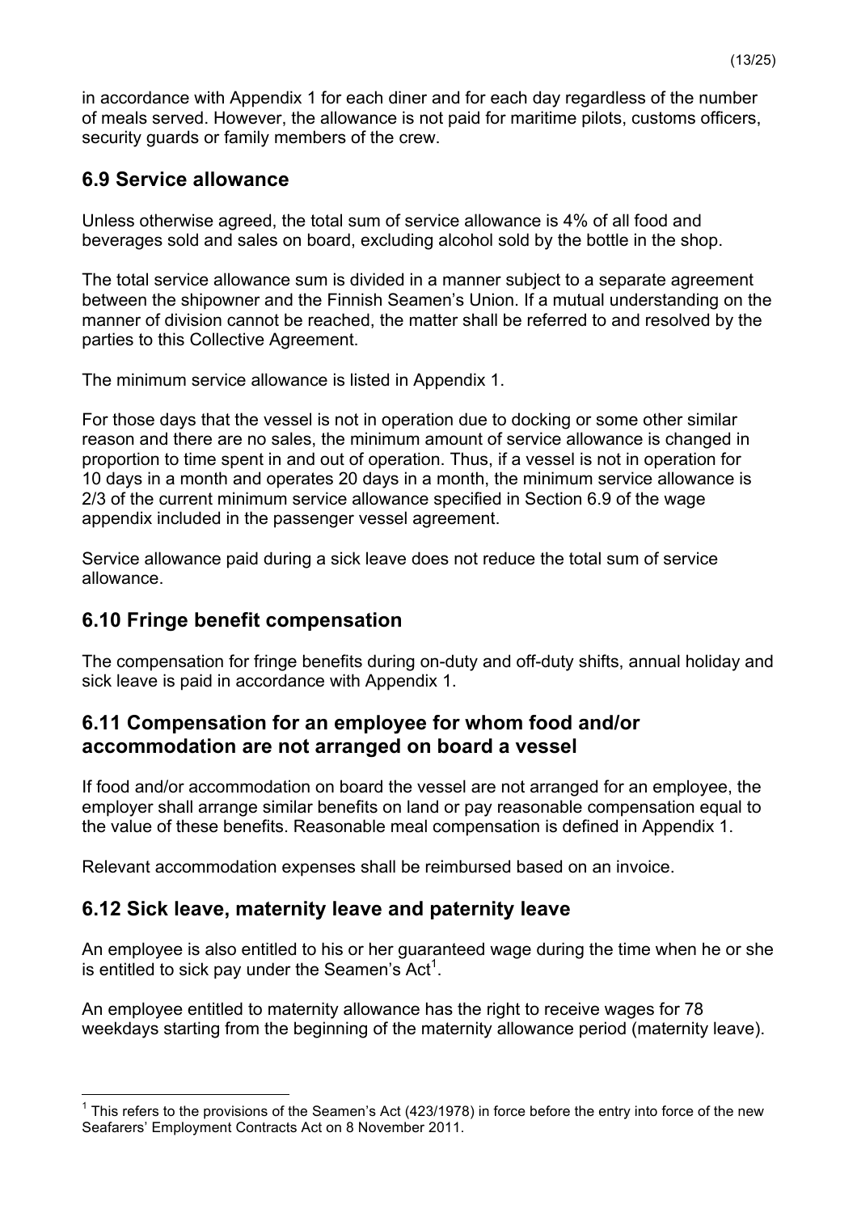in accordance with Appendix 1 for each diner and for each day regardless of the number of meals served. However, the allowance is not paid for maritime pilots, customs officers, security guards or family members of the crew.

## 6.9 Service allowance

Unless otherwise agreed, the total sum of service allowance is 4% of all food and beverages sold and sales on board, excluding alcohol sold by the bottle in the shop.

The total service allowance sum is divided in a manner subject to a separate agreement between the shipowner and the Finnish Seamen's Union. If a mutual understanding on the manner of division cannot be reached, the matter shall be referred to and resolved by the parties to this Collective Agreement.

The minimum service allowance is listed in Appendix 1.

For those days that the vessel is not in operation due to docking or some other similar reason and there are no sales, the minimum amount of service allowance is changed in proportion to time spent in and out of operation. Thus, if a vessel is not in operation for 10 days in a month and operates 20 days in a month, the minimum service allowance is 2/3 of the current minimum service allowance specified in Section 6.9 of the wage appendix included in the passenger vessel agreement.

Service allowance paid during a sick leave does not reduce the total sum of service allowance.

## 6.10 Fringe benefit compensation

The compensation for fringe benefits during on-duty and off-duty shifts, annual holiday and sick leave is paid in accordance with Appendix 1.

## 6.11 Compensation for an employee for whom food and/or accommodation are not arranged on board a vessel

If food and/or accommodation on board the vessel are not arranged for an employee, the employer shall arrange similar benefits on land or pay reasonable compensation equal to the value of these benefits. Reasonable meal compensation is defined in Appendix 1.

Relevant accommodation expenses shall be reimbursed based on an invoice.

## 6.12 Sick leave, maternity leave and paternity leave

An employee is also entitled to his or her guaranteed wage during the time when he or she is entitled to sick pay under the Seamen's Act[1].

An employee entitled to maternity allowance has the right to receive wages for 78 weekdays starting from the beginning of the maternity allowance period (maternity leave).

---

[1] This refers to the provisions of the Seamen's Act (423/1978) in force before the entry into force of the new Seafarers' Employment Contracts Act on 8 November 2011.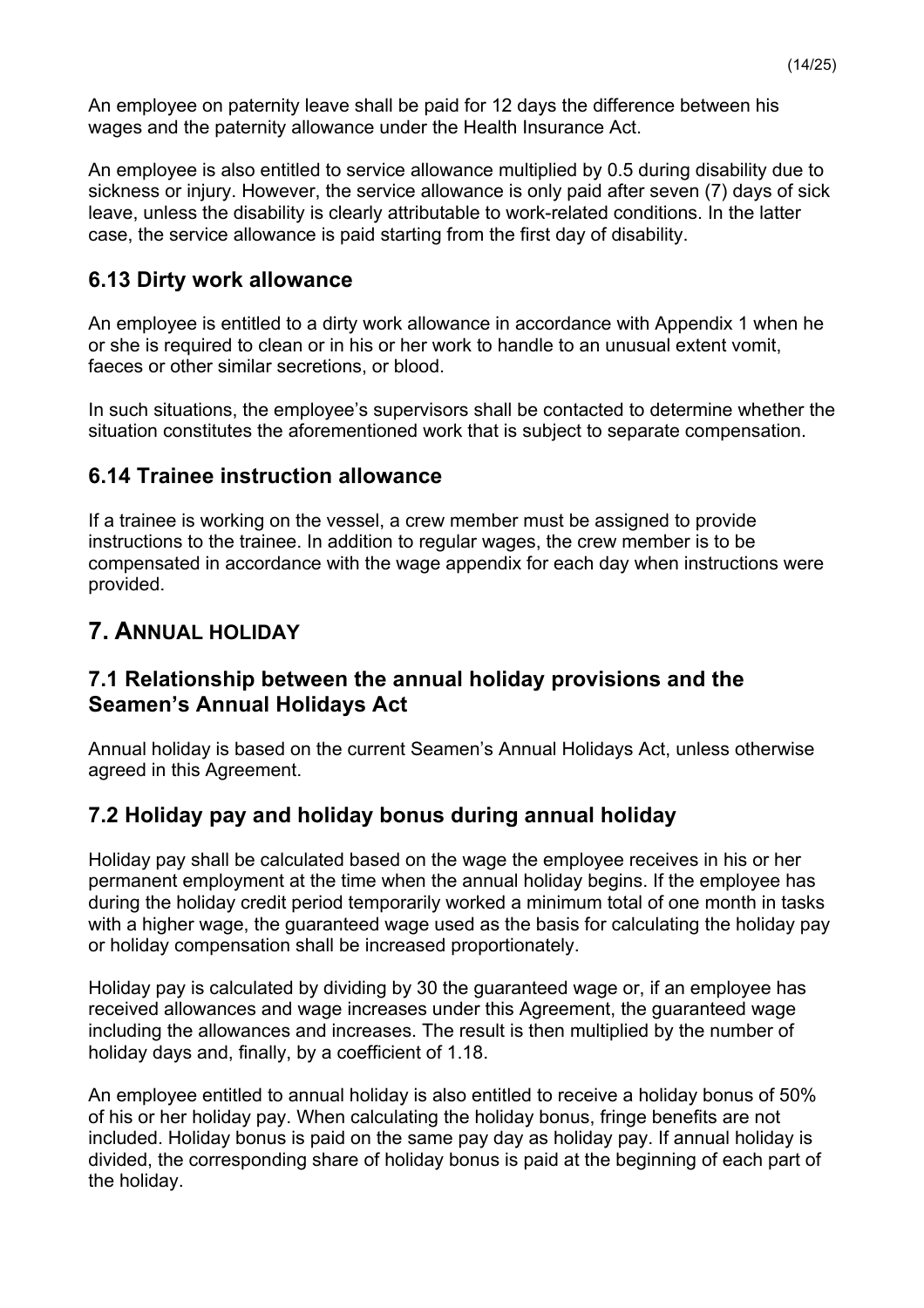An employee on paternity leave shall be paid for 12 days the difference between his wages and the paternity allowance under the Health Insurance Act.

An employee is also entitled to service allowance multiplied by 0.5 during disability due to sickness or injury. However, the service allowance is only paid after seven (7) days of sick leave, unless the disability is clearly attributable to work-related conditions. In the latter case, the service allowance is paid starting from the first day of disability.

### 6.13 Dirty work allowance

An employee is entitled to a dirty work allowance in accordance with Appendix 1 when he or she is required to clean or in his or her work to handle to an unusual extent vomit, faeces or other similar secretions, or blood.

In such situations, the employee's supervisors shall be contacted to determine whether the situation constitutes the aforementioned work that is subject to separate compensation.

### 6.14 Trainee instruction allowance

If a trainee is working on the vessel, a crew member must be assigned to provide instructions to the trainee. In addition to regular wages, the crew member is to be compensated in accordance with the wage appendix for each day when instructions were provided.

## 7. Annual holiday

### 7.1 Relationship between the annual holiday provisions and the Seamen's Annual Holidays Act

Annual holiday is based on the current Seamen's Annual Holidays Act, unless otherwise agreed in this Agreement.

### 7.2 Holiday pay and holiday bonus during annual holiday

Holiday pay shall be calculated based on the wage the employee receives in his or her permanent employment at the time when the annual holiday begins. If the employee has during the holiday credit period temporarily worked a minimum total of one month in tasks with a higher wage, the guaranteed wage used as the basis for calculating the holiday pay or holiday compensation shall be increased proportionately.

Holiday pay is calculated by dividing by 30 the guaranteed wage or, if an employee has received allowances and wage increases under this Agreement, the guaranteed wage including the allowances and increases. The result is then multiplied by the number of holiday days and, finally, by a coefficient of 1.18.

An employee entitled to annual holiday is also entitled to receive a holiday bonus of 50% of his or her holiday pay. When calculating the holiday bonus, fringe benefits are not included. Holiday bonus is paid on the same pay day as holiday pay. If annual holiday is divided, the corresponding share of holiday bonus is paid at the beginning of each part of the holiday.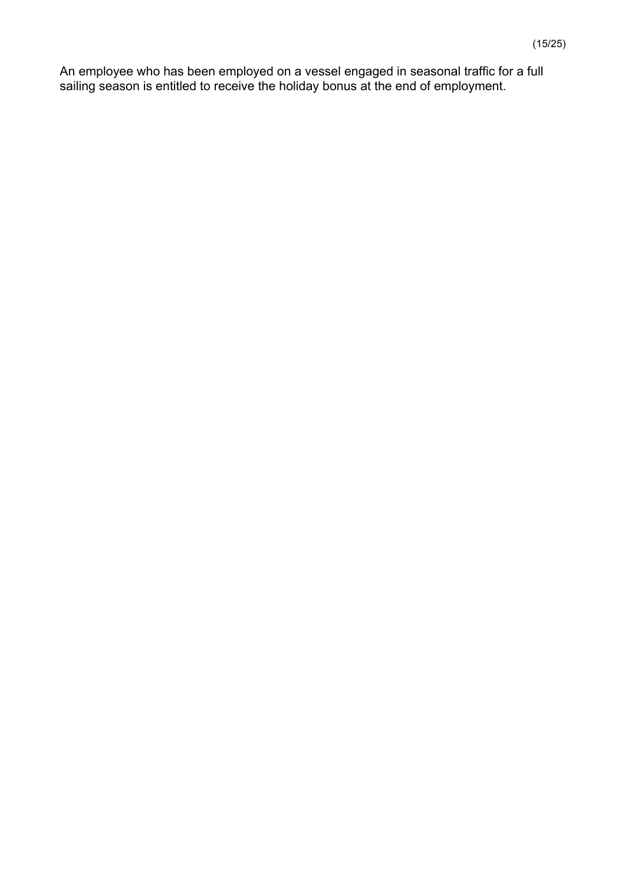An employee who has been employed on a vessel engaged in seasonal traffic for a full sailing season is entitled to receive the holiday bonus at the end of employment.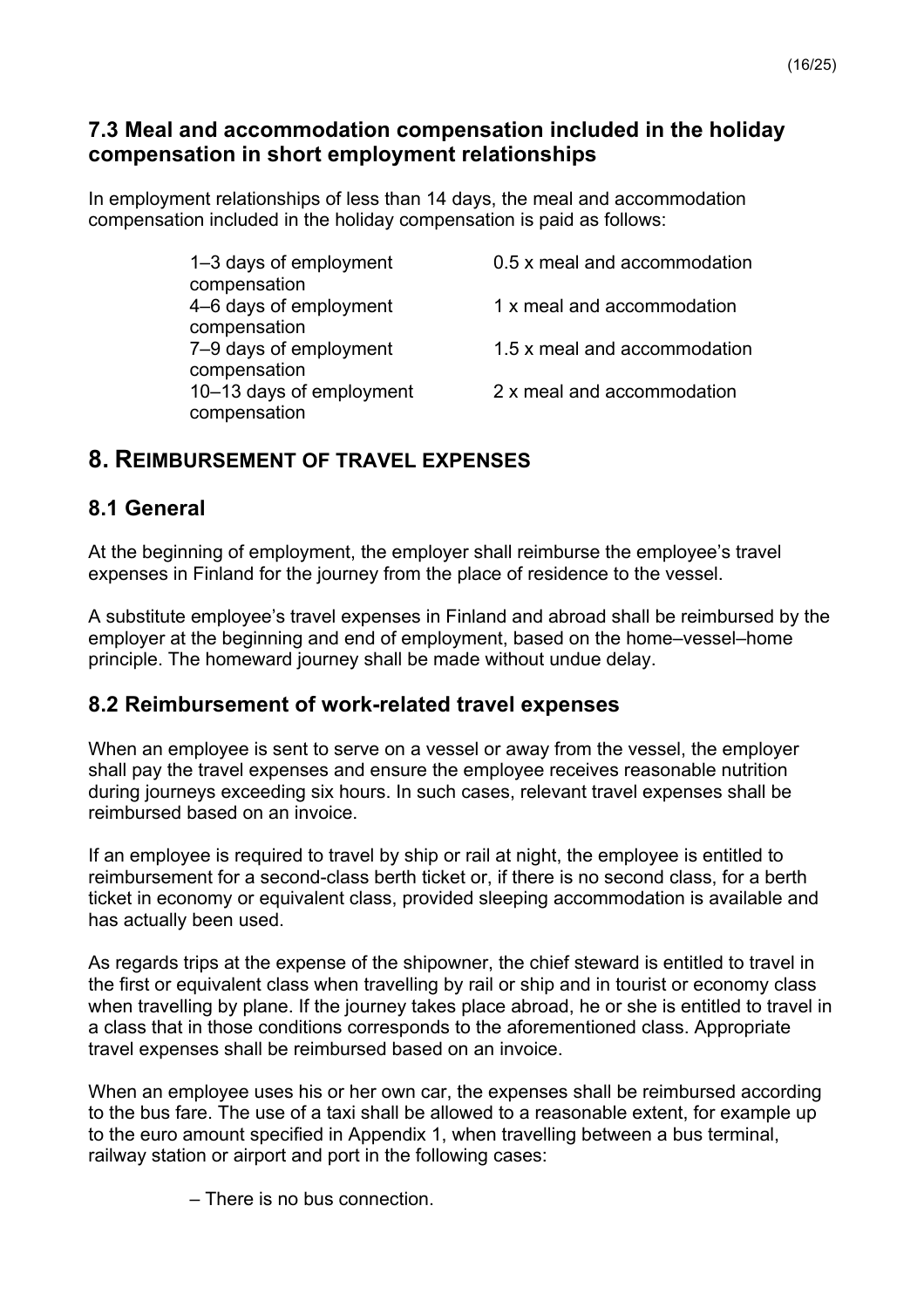### 7.3 Meal and accommodation compensation included in the holiday compensation in short employment relationships

In employment relationships of less than 14 days, the meal and accommodation compensation included in the holiday compensation is paid as follows:

| | |
|---|---|
| 1–3 days of employment | 0.5 x meal and accommodation compensation |
| 4–6 days of employment | 1 x meal and accommodation compensation |
| 7–9 days of employment | 1.5 x meal and accommodation compensation |
| 10–13 days of employment | 2 x meal and accommodation compensation |

## 8. Reimbursement of travel expenses

### 8.1 General

At the beginning of employment, the employer shall reimburse the employee's travel expenses in Finland for the journey from the place of residence to the vessel.

A substitute employee's travel expenses in Finland and abroad shall be reimbursed by the employer at the beginning and end of employment, based on the home–vessel–home principle. The homeward journey shall be made without undue delay.

### 8.2 Reimbursement of work-related travel expenses

When an employee is sent to serve on a vessel or away from the vessel, the employer shall pay the travel expenses and ensure the employee receives reasonable nutrition during journeys exceeding six hours. In such cases, relevant travel expenses shall be reimbursed based on an invoice.

If an employee is required to travel by ship or rail at night, the employee is entitled to reimbursement for a second-class berth ticket or, if there is no second class, for a berth ticket in economy or equivalent class, provided sleeping accommodation is available and has actually been used.

As regards trips at the expense of the shipowner, the chief steward is entitled to travel in the first or equivalent class when travelling by rail or ship and in tourist or economy class when travelling by plane. If the journey takes place abroad, he or she is entitled to travel in a class that in those conditions corresponds to the aforementioned class. Appropriate travel expenses shall be reimbursed based on an invoice.

When an employee uses his or her own car, the expenses shall be reimbursed according to the bus fare. The use of a taxi shall be allowed to a reasonable extent, for example up to the euro amount specified in Appendix 1, when travelling between a bus terminal, railway station or airport and port in the following cases:

– There is no bus connection.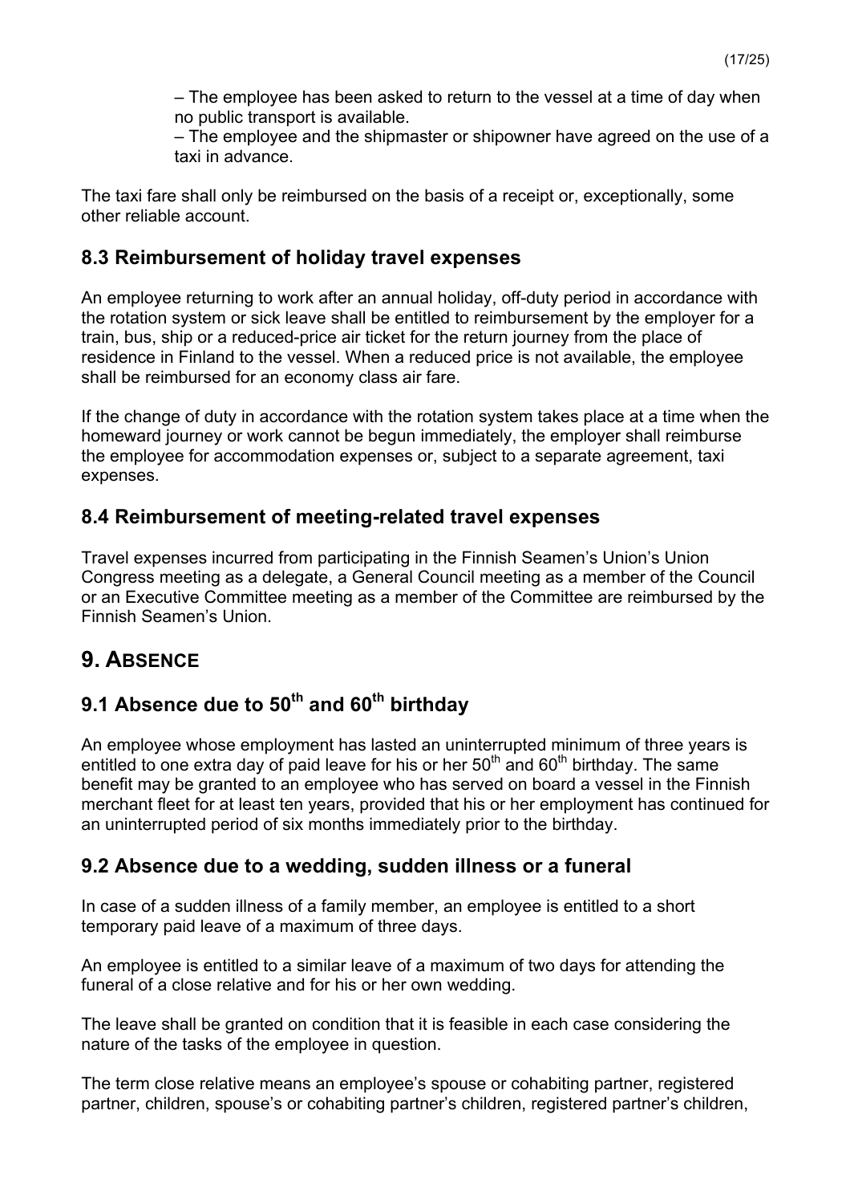– The employee has been asked to return to the vessel at a time of day when no public transport is available.
– The employee and the shipmaster or shipowner have agreed on the use of a taxi in advance.

The taxi fare shall only be reimbursed on the basis of a receipt or, exceptionally, some other reliable account.

### 8.3 Reimbursement of holiday travel expenses

An employee returning to work after an annual holiday, off-duty period in accordance with the rotation system or sick leave shall be entitled to reimbursement by the employer for a train, bus, ship or a reduced-price air ticket for the return journey from the place of residence in Finland to the vessel. When a reduced price is not available, the employee shall be reimbursed for an economy class air fare.

If the change of duty in accordance with the rotation system takes place at a time when the homeward journey or work cannot be begun immediately, the employer shall reimburse the employee for accommodation expenses or, subject to a separate agreement, taxi expenses.

### 8.4 Reimbursement of meeting-related travel expenses

Travel expenses incurred from participating in the Finnish Seamen's Union's Union Congress meeting as a delegate, a General Council meeting as a member of the Council or an Executive Committee meeting as a member of the Committee are reimbursed by the Finnish Seamen's Union.

## 9. ABSENCE

### 9.1 Absence due to 50th and 60th birthday

An employee whose employment has lasted an uninterrupted minimum of three years is entitled to one extra day of paid leave for his or her 50th and 60th birthday. The same benefit may be granted to an employee who has served on board a vessel in the Finnish merchant fleet for at least ten years, provided that his or her employment has continued for an uninterrupted period of six months immediately prior to the birthday.

### 9.2 Absence due to a wedding, sudden illness or a funeral

In case of a sudden illness of a family member, an employee is entitled to a short temporary paid leave of a maximum of three days.

An employee is entitled to a similar leave of a maximum of two days for attending the funeral of a close relative and for his or her own wedding.

The leave shall be granted on condition that it is feasible in each case considering the nature of the tasks of the employee in question.

The term close relative means an employee's spouse or cohabiting partner, registered partner, children, spouse's or cohabiting partner's children, registered partner's children,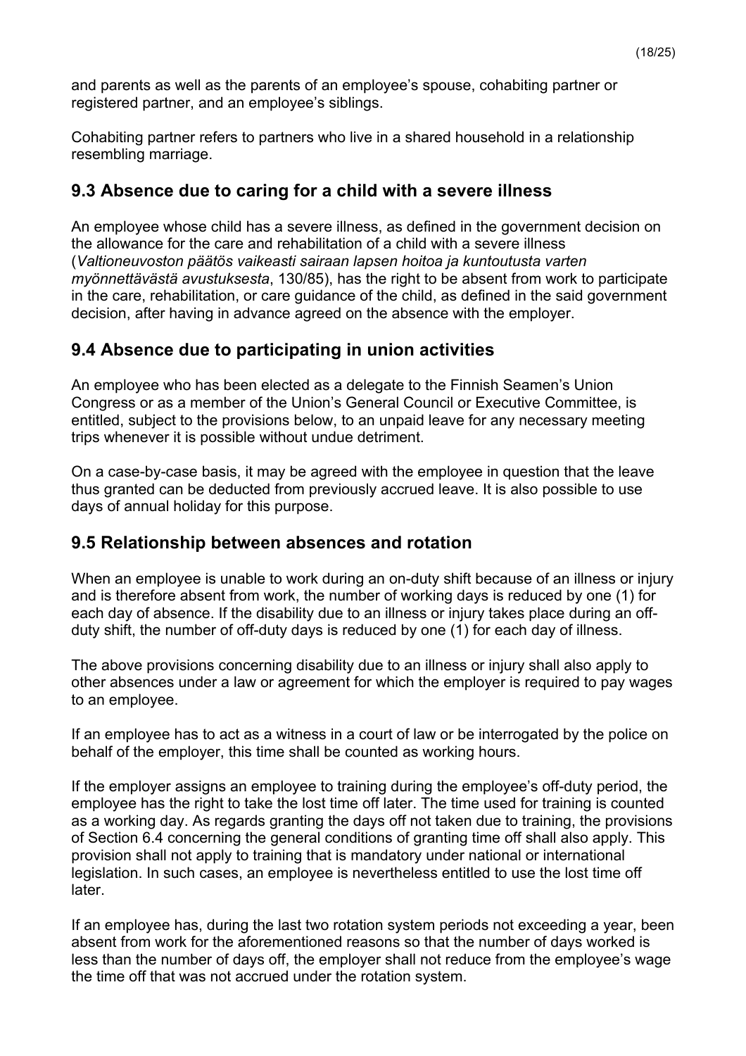and parents as well as the parents of an employee's spouse, cohabiting partner or registered partner, and an employee's siblings.

Cohabiting partner refers to partners who live in a shared household in a relationship resembling marriage.

## 9.3 Absence due to caring for a child with a severe illness

An employee whose child has a severe illness, as defined in the government decision on the allowance for the care and rehabilitation of a child with a severe illness (*Valtioneuvoston päätös vaikeasti sairaan lapsen hoitoa ja kuntoutusta varten myönnettävästä avustuksesta*, 130/85), has the right to be absent from work to participate in the care, rehabilitation, or care guidance of the child, as defined in the said government decision, after having in advance agreed on the absence with the employer.

## 9.4 Absence due to participating in union activities

An employee who has been elected as a delegate to the Finnish Seamen's Union Congress or as a member of the Union's General Council or Executive Committee, is entitled, subject to the provisions below, to an unpaid leave for any necessary meeting trips whenever it is possible without undue detriment.

On a case-by-case basis, it may be agreed with the employee in question that the leave thus granted can be deducted from previously accrued leave. It is also possible to use days of annual holiday for this purpose.

## 9.5 Relationship between absences and rotation

When an employee is unable to work during an on-duty shift because of an illness or injury and is therefore absent from work, the number of working days is reduced by one (1) for each day of absence. If the disability due to an illness or injury takes place during an off-duty shift, the number of off-duty days is reduced by one (1) for each day of illness.

The above provisions concerning disability due to an illness or injury shall also apply to other absences under a law or agreement for which the employer is required to pay wages to an employee.

If an employee has to act as a witness in a court of law or be interrogated by the police on behalf of the employer, this time shall be counted as working hours.

If the employer assigns an employee to training during the employee's off-duty period, the employee has the right to take the lost time off later. The time used for training is counted as a working day. As regards granting the days off not taken due to training, the provisions of Section 6.4 concerning the general conditions of granting time off shall also apply. This provision shall not apply to training that is mandatory under national or international legislation. In such cases, an employee is nevertheless entitled to use the lost time off later.

If an employee has, during the last two rotation system periods not exceeding a year, been absent from work for the aforementioned reasons so that the number of days worked is less than the number of days off, the employer shall not reduce from the employee's wage the time off that was not accrued under the rotation system.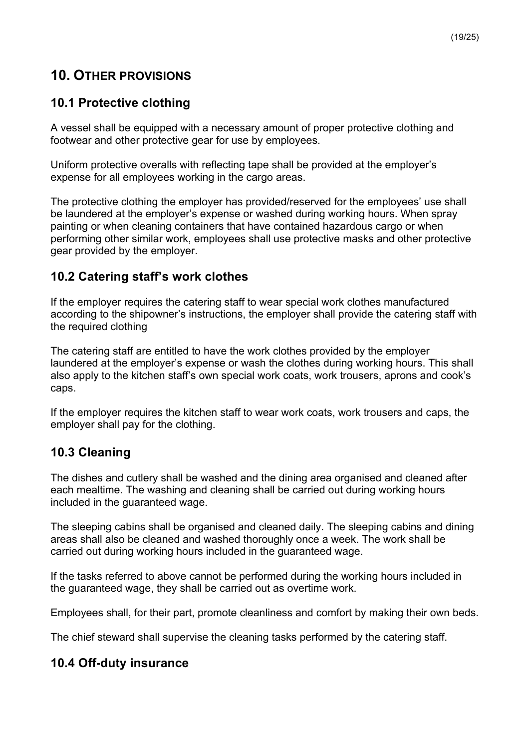# 10. OTHER PROVISIONS

## 10.1 Protective clothing

A vessel shall be equipped with a necessary amount of proper protective clothing and footwear and other protective gear for use by employees.

Uniform protective overalls with reflecting tape shall be provided at the employer's expense for all employees working in the cargo areas.

The protective clothing the employer has provided/reserved for the employees' use shall be laundered at the employer's expense or washed during working hours. When spray painting or when cleaning containers that have contained hazardous cargo or when performing other similar work, employees shall use protective masks and other protective gear provided by the employer.

## 10.2 Catering staff's work clothes

If the employer requires the catering staff to wear special work clothes manufactured according to the shipowner's instructions, the employer shall provide the catering staff with the required clothing

The catering staff are entitled to have the work clothes provided by the employer laundered at the employer's expense or wash the clothes during working hours. This shall also apply to the kitchen staff's own special work coats, work trousers, aprons and cook's caps.

If the employer requires the kitchen staff to wear work coats, work trousers and caps, the employer shall pay for the clothing.

## 10.3 Cleaning

The dishes and cutlery shall be washed and the dining area organised and cleaned after each mealtime. The washing and cleaning shall be carried out during working hours included in the guaranteed wage.

The sleeping cabins shall be organised and cleaned daily. The sleeping cabins and dining areas shall also be cleaned and washed thoroughly once a week. The work shall be carried out during working hours included in the guaranteed wage.

If the tasks referred to above cannot be performed during the working hours included in the guaranteed wage, they shall be carried out as overtime work.

Employees shall, for their part, promote cleanliness and comfort by making their own beds.

The chief steward shall supervise the cleaning tasks performed by the catering staff.

## 10.4 Off-duty insurance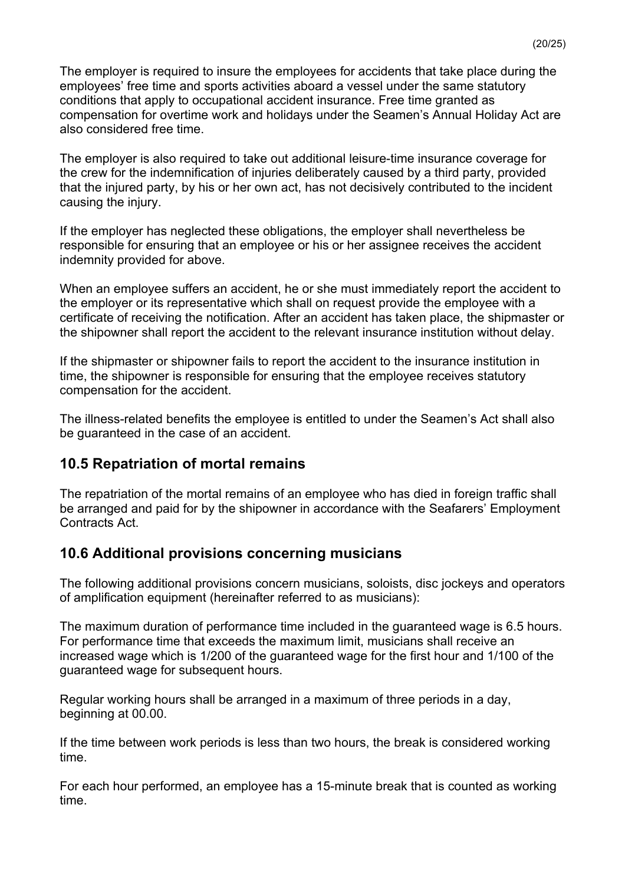The employer is required to insure the employees for accidents that take place during the employees' free time and sports activities aboard a vessel under the same statutory conditions that apply to occupational accident insurance. Free time granted as compensation for overtime work and holidays under the Seamen's Annual Holiday Act are also considered free time.

The employer is also required to take out additional leisure-time insurance coverage for the crew for the indemnification of injuries deliberately caused by a third party, provided that the injured party, by his or her own act, has not decisively contributed to the incident causing the injury.

If the employer has neglected these obligations, the employer shall nevertheless be responsible for ensuring that an employee or his or her assignee receives the accident indemnity provided for above.

When an employee suffers an accident, he or she must immediately report the accident to the employer or its representative which shall on request provide the employee with a certificate of receiving the notification. After an accident has taken place, the shipmaster or the shipowner shall report the accident to the relevant insurance institution without delay.

If the shipmaster or shipowner fails to report the accident to the insurance institution in time, the shipowner is responsible for ensuring that the employee receives statutory compensation for the accident.

The illness-related benefits the employee is entitled to under the Seamen's Act shall also be guaranteed in the case of an accident.

## 10.5 Repatriation of mortal remains

The repatriation of the mortal remains of an employee who has died in foreign traffic shall be arranged and paid for by the shipowner in accordance with the Seafarers' Employment Contracts Act.

## 10.6 Additional provisions concerning musicians

The following additional provisions concern musicians, soloists, disc jockeys and operators of amplification equipment (hereinafter referred to as musicians):

The maximum duration of performance time included in the guaranteed wage is 6.5 hours. For performance time that exceeds the maximum limit, musicians shall receive an increased wage which is 1/200 of the guaranteed wage for the first hour and 1/100 of the guaranteed wage for subsequent hours.

Regular working hours shall be arranged in a maximum of three periods in a day, beginning at 00.00.

If the time between work periods is less than two hours, the break is considered working time.

For each hour performed, an employee has a 15-minute break that is counted as working time.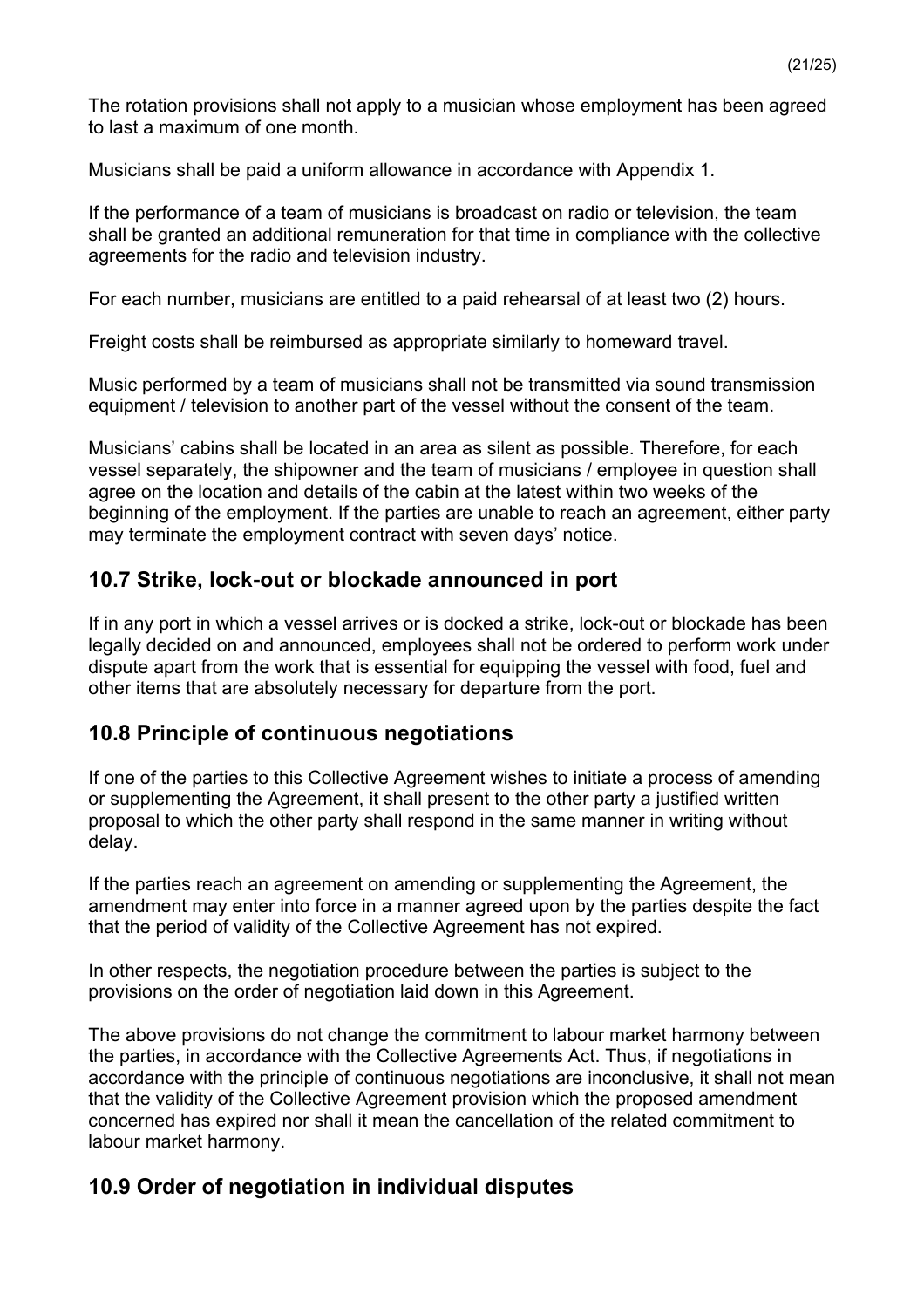The rotation provisions shall not apply to a musician whose employment has been agreed to last a maximum of one month.

Musicians shall be paid a uniform allowance in accordance with Appendix 1.

If the performance of a team of musicians is broadcast on radio or television, the team shall be granted an additional remuneration for that time in compliance with the collective agreements for the radio and television industry.

For each number, musicians are entitled to a paid rehearsal of at least two (2) hours.

Freight costs shall be reimbursed as appropriate similarly to homeward travel.

Music performed by a team of musicians shall not be transmitted via sound transmission equipment / television to another part of the vessel without the consent of the team.

Musicians' cabins shall be located in an area as silent as possible. Therefore, for each vessel separately, the shipowner and the team of musicians / employee in question shall agree on the location and details of the cabin at the latest within two weeks of the beginning of the employment. If the parties are unable to reach an agreement, either party may terminate the employment contract with seven days' notice.

## 10.7 Strike, lock-out or blockade announced in port

If in any port in which a vessel arrives or is docked a strike, lock-out or blockade has been legally decided on and announced, employees shall not be ordered to perform work under dispute apart from the work that is essential for equipping the vessel with food, fuel and other items that are absolutely necessary for departure from the port.

## 10.8 Principle of continuous negotiations

If one of the parties to this Collective Agreement wishes to initiate a process of amending or supplementing the Agreement, it shall present to the other party a justified written proposal to which the other party shall respond in the same manner in writing without delay.

If the parties reach an agreement on amending or supplementing the Agreement, the amendment may enter into force in a manner agreed upon by the parties despite the fact that the period of validity of the Collective Agreement has not expired.

In other respects, the negotiation procedure between the parties is subject to the provisions on the order of negotiation laid down in this Agreement.

The above provisions do not change the commitment to labour market harmony between the parties, in accordance with the Collective Agreements Act. Thus, if negotiations in accordance with the principle of continuous negotiations are inconclusive, it shall not mean that the validity of the Collective Agreement provision which the proposed amendment concerned has expired nor shall it mean the cancellation of the related commitment to labour market harmony.

## 10.9 Order of negotiation in individual disputes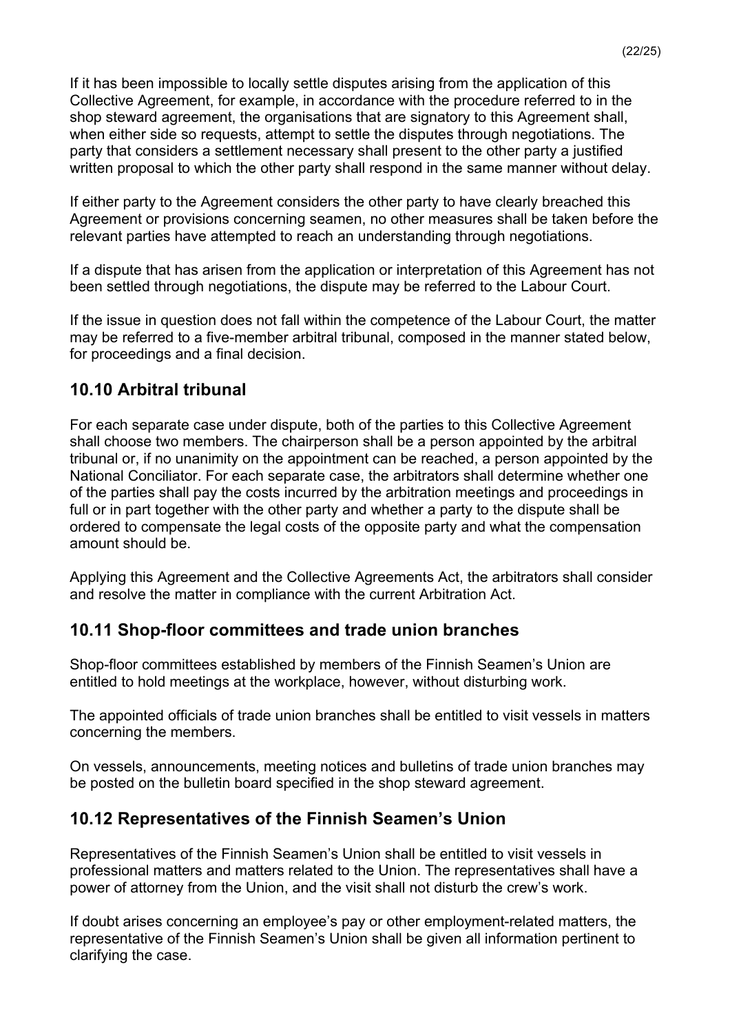If it has been impossible to locally settle disputes arising from the application of this Collective Agreement, for example, in accordance with the procedure referred to in the shop steward agreement, the organisations that are signatory to this Agreement shall, when either side so requests, attempt to settle the disputes through negotiations. The party that considers a settlement necessary shall present to the other party a justified written proposal to which the other party shall respond in the same manner without delay.

If either party to the Agreement considers the other party to have clearly breached this Agreement or provisions concerning seamen, no other measures shall be taken before the relevant parties have attempted to reach an understanding through negotiations.

If a dispute that has arisen from the application or interpretation of this Agreement has not been settled through negotiations, the dispute may be referred to the Labour Court.

If the issue in question does not fall within the competence of the Labour Court, the matter may be referred to a five-member arbitral tribunal, composed in the manner stated below, for proceedings and a final decision.

## 10.10 Arbitral tribunal

For each separate case under dispute, both of the parties to this Collective Agreement shall choose two members. The chairperson shall be a person appointed by the arbitral tribunal or, if no unanimity on the appointment can be reached, a person appointed by the National Conciliator. For each separate case, the arbitrators shall determine whether one of the parties shall pay the costs incurred by the arbitration meetings and proceedings in full or in part together with the other party and whether a party to the dispute shall be ordered to compensate the legal costs of the opposite party and what the compensation amount should be.

Applying this Agreement and the Collective Agreements Act, the arbitrators shall consider and resolve the matter in compliance with the current Arbitration Act.

## 10.11 Shop-floor committees and trade union branches

Shop-floor committees established by members of the Finnish Seamen's Union are entitled to hold meetings at the workplace, however, without disturbing work.

The appointed officials of trade union branches shall be entitled to visit vessels in matters concerning the members.

On vessels, announcements, meeting notices and bulletins of trade union branches may be posted on the bulletin board specified in the shop steward agreement.

## 10.12 Representatives of the Finnish Seamen's Union

Representatives of the Finnish Seamen's Union shall be entitled to visit vessels in professional matters and matters related to the Union. The representatives shall have a power of attorney from the Union, and the visit shall not disturb the crew's work.

If doubt arises concerning an employee's pay or other employment-related matters, the representative of the Finnish Seamen's Union shall be given all information pertinent to clarifying the case.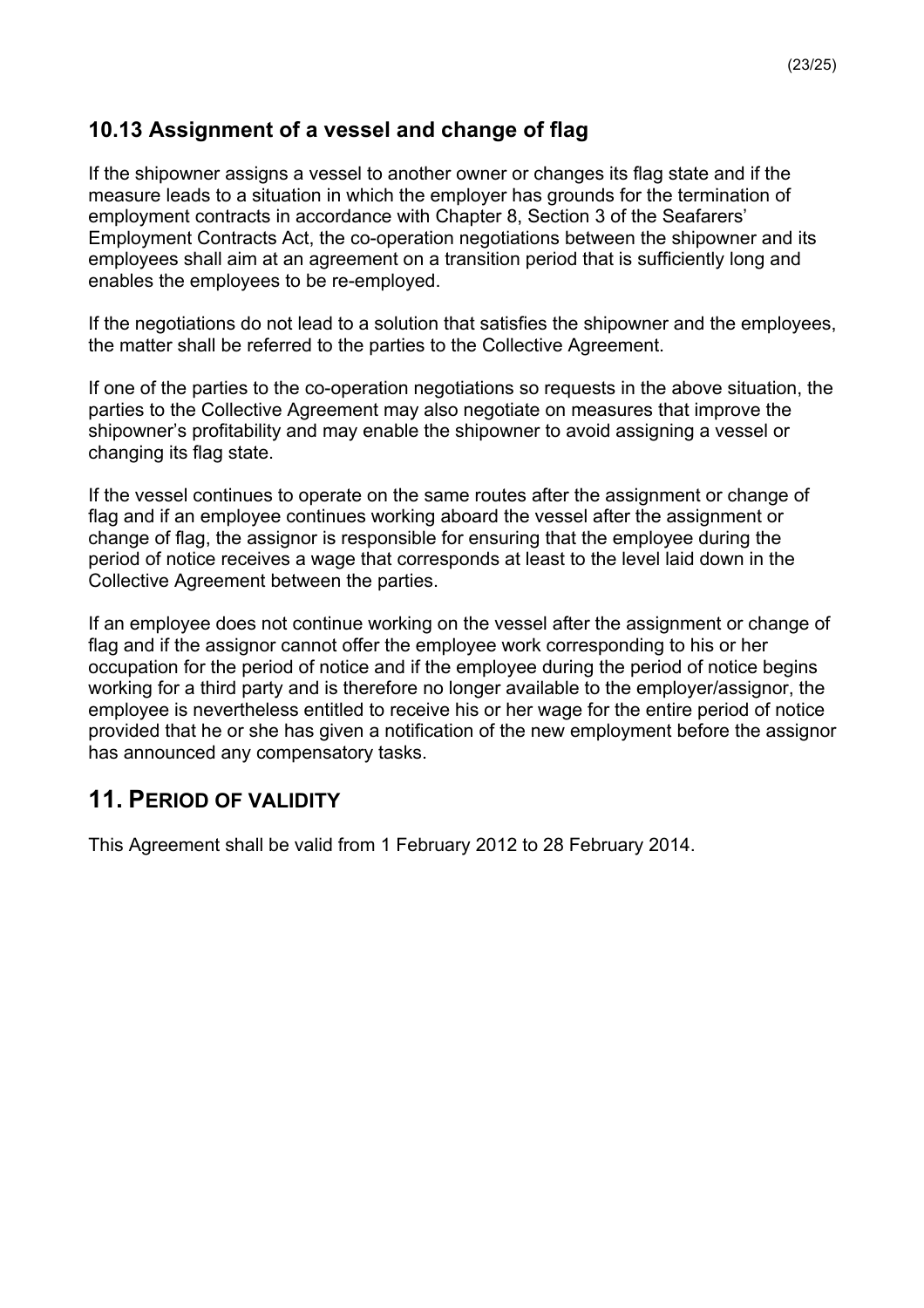### 10.13 Assignment of a vessel and change of flag

If the shipowner assigns a vessel to another owner or changes its flag state and if the measure leads to a situation in which the employer has grounds for the termination of employment contracts in accordance with Chapter 8, Section 3 of the Seafarers' Employment Contracts Act, the co-operation negotiations between the shipowner and its employees shall aim at an agreement on a transition period that is sufficiently long and enables the employees to be re-employed.

If the negotiations do not lead to a solution that satisfies the shipowner and the employees, the matter shall be referred to the parties to the Collective Agreement.

If one of the parties to the co-operation negotiations so requests in the above situation, the parties to the Collective Agreement may also negotiate on measures that improve the shipowner's profitability and may enable the shipowner to avoid assigning a vessel or changing its flag state.

If the vessel continues to operate on the same routes after the assignment or change of flag and if an employee continues working aboard the vessel after the assignment or change of flag, the assignor is responsible for ensuring that the employee during the period of notice receives a wage that corresponds at least to the level laid down in the Collective Agreement between the parties.

If an employee does not continue working on the vessel after the assignment or change of flag and if the assignor cannot offer the employee work corresponding to his or her occupation for the period of notice and if the employee during the period of notice begins working for a third party and is therefore no longer available to the employer/assignor, the employee is nevertheless entitled to receive his or her wage for the entire period of notice provided that he or she has given a notification of the new employment before the assignor has announced any compensatory tasks.

## 11. Period of validity

This Agreement shall be valid from 1 February 2012 to 28 February 2014.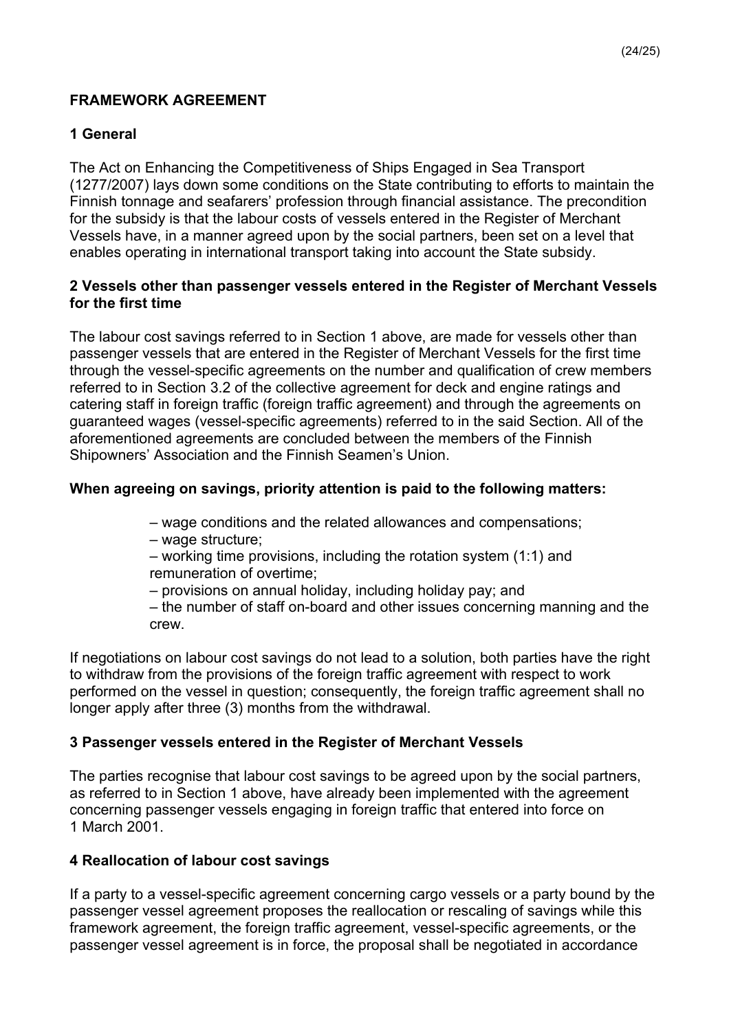# FRAMEWORK AGREEMENT

## 1 General

The Act on Enhancing the Competitiveness of Ships Engaged in Sea Transport (1277/2007) lays down some conditions on the State contributing to efforts to maintain the Finnish tonnage and seafarers' profession through financial assistance. The precondition for the subsidy is that the labour costs of vessels entered in the Register of Merchant Vessels have, in a manner agreed upon by the social partners, been set on a level that enables operating in international transport taking into account the State subsidy.

## 2 Vessels other than passenger vessels entered in the Register of Merchant Vessels for the first time

The labour cost savings referred to in Section 1 above, are made for vessels other than passenger vessels that are entered in the Register of Merchant Vessels for the first time through the vessel-specific agreements on the number and qualification of crew members referred to in Section 3.2 of the collective agreement for deck and engine ratings and catering staff in foreign traffic (foreign traffic agreement) and through the agreements on guaranteed wages (vessel-specific agreements) referred to in the said Section. All of the aforementioned agreements are concluded between the members of the Finnish Shipowners' Association and the Finnish Seamen's Union.

**When agreeing on savings, priority attention is paid to the following matters:**

– wage conditions and the related allowances and compensations;
– wage structure;
– working time provisions, including the rotation system (1:1) and remuneration of overtime;
– provisions on annual holiday, including holiday pay; and
– the number of staff on-board and other issues concerning manning and the crew.

If negotiations on labour cost savings do not lead to a solution, both parties have the right to withdraw from the provisions of the foreign traffic agreement with respect to work performed on the vessel in question; consequently, the foreign traffic agreement shall no longer apply after three (3) months from the withdrawal.

## 3 Passenger vessels entered in the Register of Merchant Vessels

The parties recognise that labour cost savings to be agreed upon by the social partners, as referred to in Section 1 above, have already been implemented with the agreement concerning passenger vessels engaging in foreign traffic that entered into force on 1 March 2001.

## 4 Reallocation of labour cost savings

If a party to a vessel-specific agreement concerning cargo vessels or a party bound by the passenger vessel agreement proposes the reallocation or rescaling of savings while this framework agreement, the foreign traffic agreement, vessel-specific agreements, or the passenger vessel agreement is in force, the proposal shall be negotiated in accordance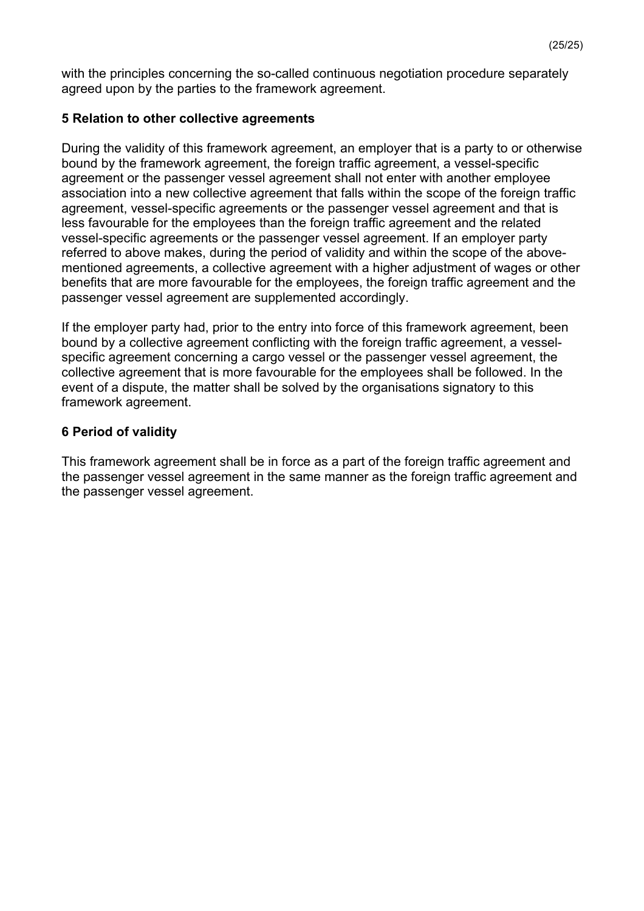with the principles concerning the so-called continuous negotiation procedure separately agreed upon by the parties to the framework agreement.

### 5 Relation to other collective agreements

During the validity of this framework agreement, an employer that is a party to or otherwise bound by the framework agreement, the foreign traffic agreement, a vessel-specific agreement or the passenger vessel agreement shall not enter with another employee association into a new collective agreement that falls within the scope of the foreign traffic agreement, vessel-specific agreements or the passenger vessel agreement and that is less favourable for the employees than the foreign traffic agreement and the related vessel-specific agreements or the passenger vessel agreement. If an employer party referred to above makes, during the period of validity and within the scope of the above-mentioned agreements, a collective agreement with a higher adjustment of wages or other benefits that are more favourable for the employees, the foreign traffic agreement and the passenger vessel agreement are supplemented accordingly.

If the employer party had, prior to the entry into force of this framework agreement, been bound by a collective agreement conflicting with the foreign traffic agreement, a vessel-specific agreement concerning a cargo vessel or the passenger vessel agreement, the collective agreement that is more favourable for the employees shall be followed. In the event of a dispute, the matter shall be solved by the organisations signatory to this framework agreement.

### 6 Period of validity

This framework agreement shall be in force as a part of the foreign traffic agreement and the passenger vessel agreement in the same manner as the foreign traffic agreement and the passenger vessel agreement.